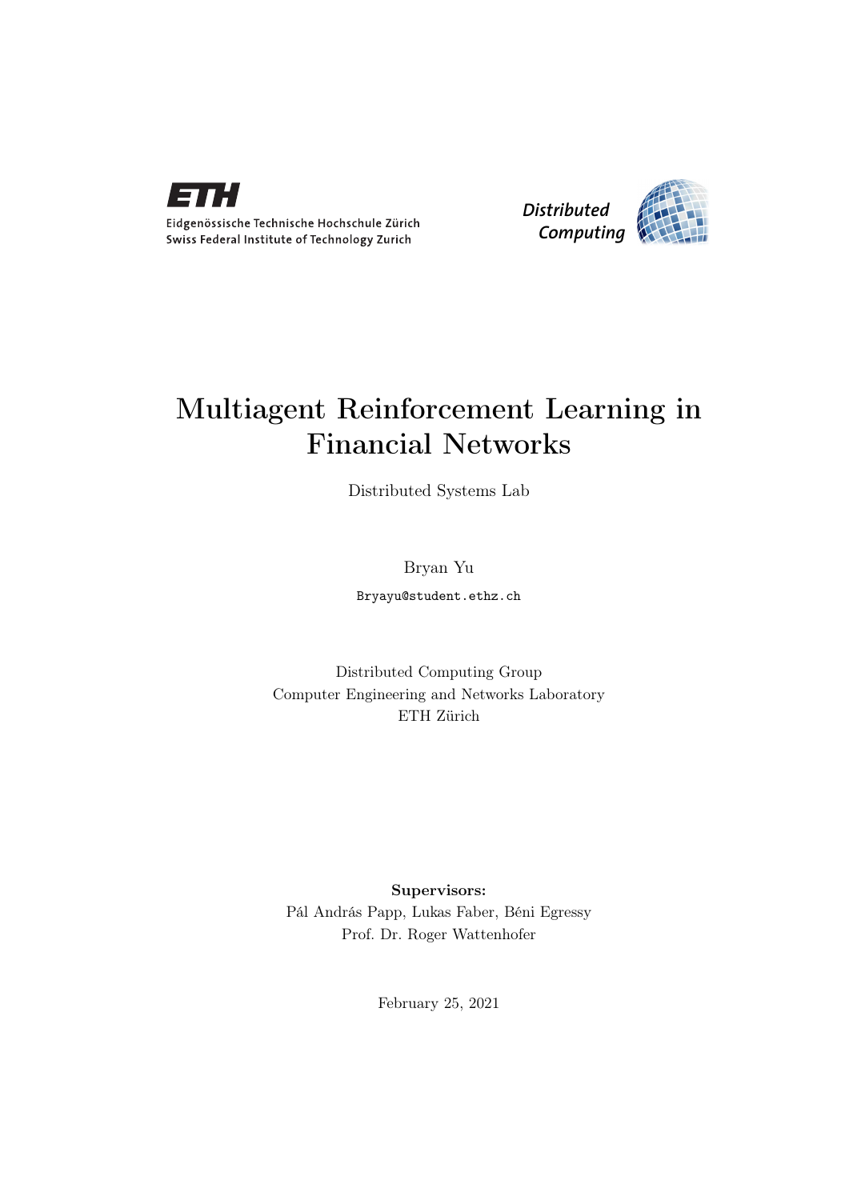Eidgenössische Technische Hochschule Zürich
Swiss Federal Institute of Technology Zurich

*Distributed Computing*

# Multiagent Reinforcement Learning in Financial Networks

Distributed Systems Lab

Bryan Yu

`Bryayu@student.ethz.ch`

Distributed Computing Group
Computer Engineering and Networks Laboratory
ETH Zürich

**Supervisors:**
Pál András Papp, Lukas Faber, Béni Egressy
Prof. Dr. Roger Wattenhofer

February 25, 2021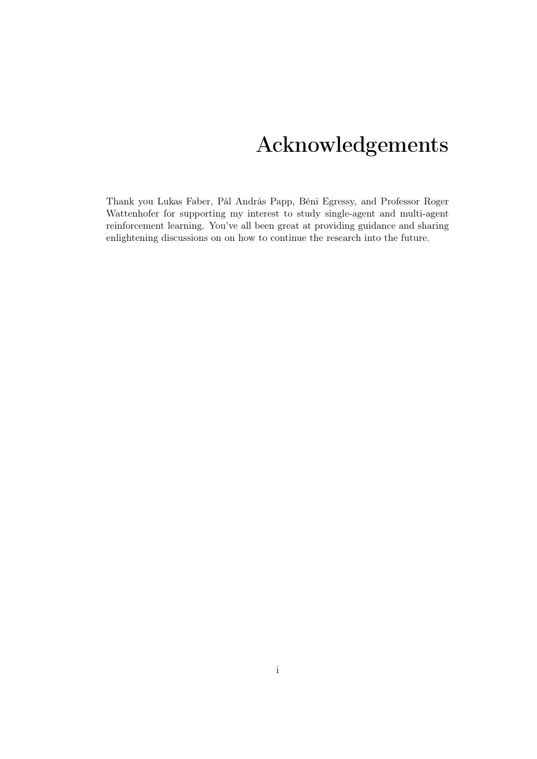# Acknowledgements

Thank you Lukas Faber, Pál András Papp, Béni Egressy, and Professor Roger Wattenhofer for supporting my interest to study single-agent and multi-agent reinforcement learning. You've all been great at providing guidance and sharing enlightening discussions on on how to continue the research into the future.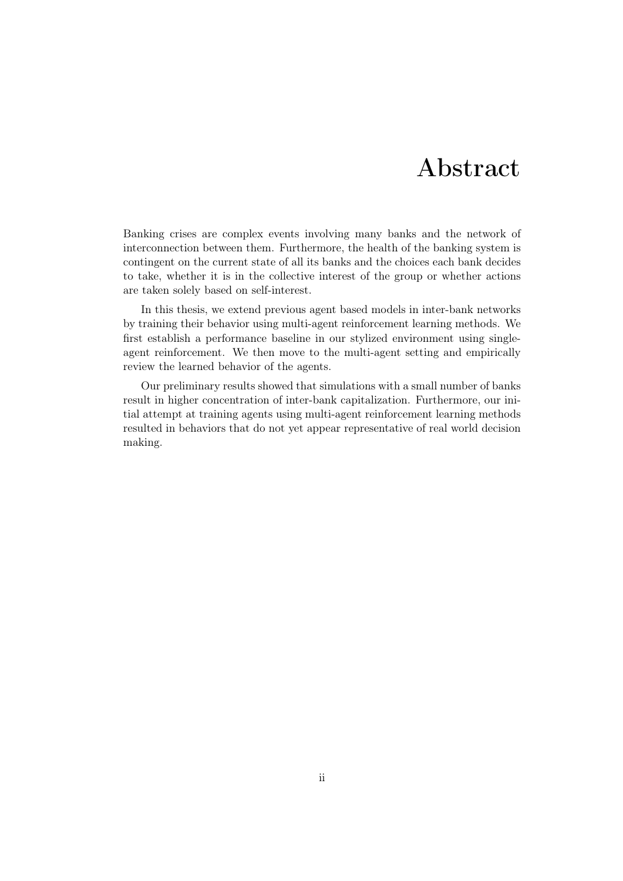# Abstract

Banking crises are complex events involving many banks and the network of interconnection between them. Furthermore, the health of the banking system is contingent on the current state of all its banks and the choices each bank decides to take, whether it is in the collective interest of the group or whether actions are taken solely based on self-interest.

In this thesis, we extend previous agent based models in inter-bank networks by training their behavior using multi-agent reinforcement learning methods. We first establish a performance baseline in our stylized environment using single-agent reinforcement. We then move to the multi-agent setting and empirically review the learned behavior of the agents.

Our preliminary results showed that simulations with a small number of banks result in higher concentration of inter-bank capitalization. Furthermore, our initial attempt at training agents using multi-agent reinforcement learning methods resulted in behaviors that do not yet appear representative of real world decision making.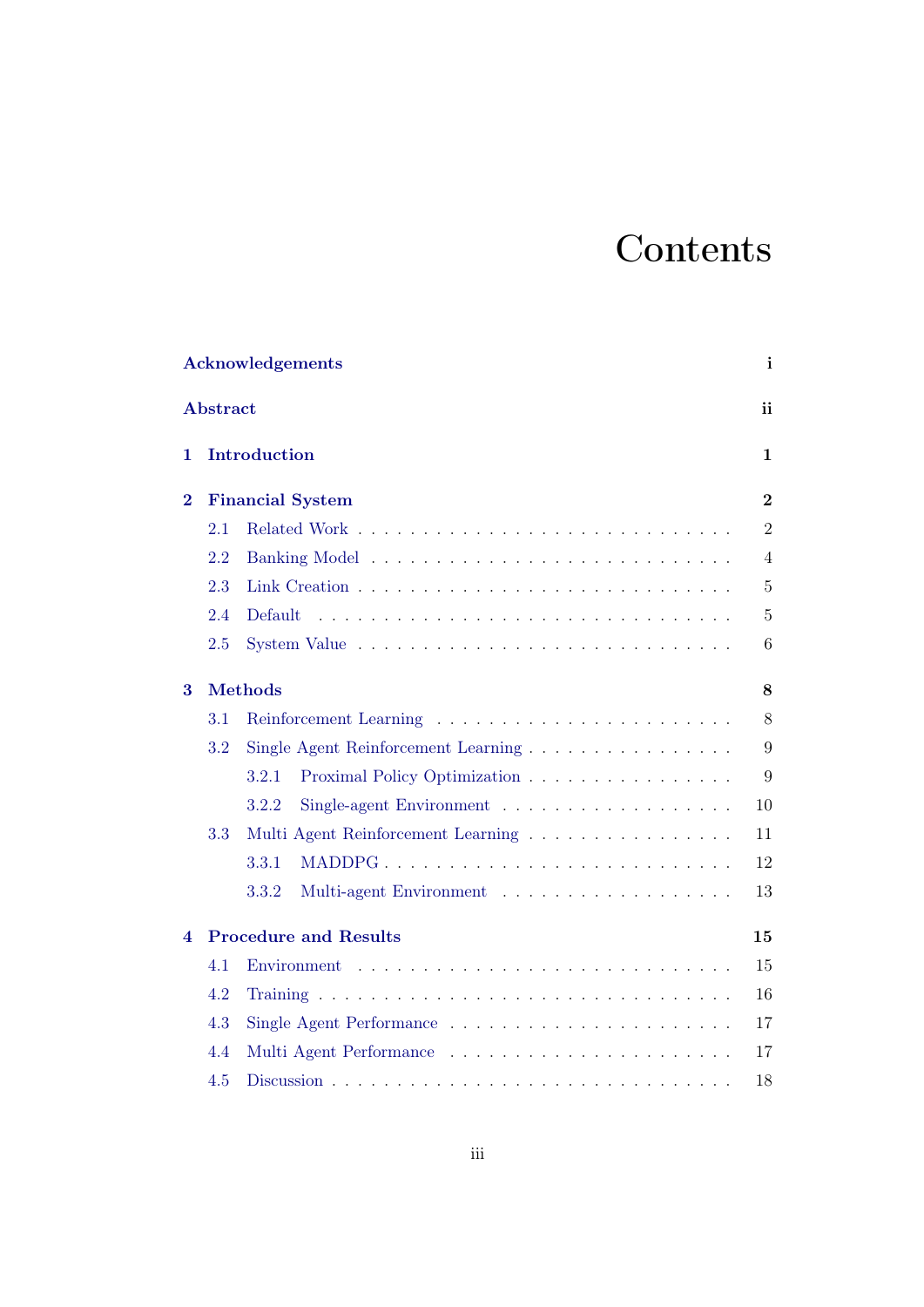# Contents

**Acknowledgements** **i**

**Abstract** **ii**

**1 Introduction** **1**

**2 Financial System** **2**

- 2.1 Related Work . . . . . . . . . . . . . . . . . . . . . . . . . . . 2
- 2.2 Banking Model . . . . . . . . . . . . . . . . . . . . . . . . . . 4
- 2.3 Link Creation . . . . . . . . . . . . . . . . . . . . . . . . . . . 5
- 2.4 Default . . . . . . . . . . . . . . . . . . . . . . . . . . . . . . 5
- 2.5 System Value . . . . . . . . . . . . . . . . . . . . . . . . . . . 6

**3 Methods** **8**

- 3.1 Reinforcement Learning . . . . . . . . . . . . . . . . . . . . . 8
- 3.2 Single Agent Reinforcement Learning . . . . . . . . . . . . . . 9
  - 3.2.1 Proximal Policy Optimization . . . . . . . . . . . . . . 9
  - 3.2.2 Single-agent Environment . . . . . . . . . . . . . . . . 10
- 3.3 Multi Agent Reinforcement Learning . . . . . . . . . . . . . . 11
  - 3.3.1 MADDPG . . . . . . . . . . . . . . . . . . . . . . . . . 12
  - 3.3.2 Multi-agent Environment . . . . . . . . . . . . . . . . 13

**4 Procedure and Results** **15**

- 4.1 Environment . . . . . . . . . . . . . . . . . . . . . . . . . . . 15
- 4.2 Training . . . . . . . . . . . . . . . . . . . . . . . . . . . . . . 16
- 4.3 Single Agent Performance . . . . . . . . . . . . . . . . . . . . 17
- 4.4 Multi Agent Performance . . . . . . . . . . . . . . . . . . . . 17
- 4.5 Discussion . . . . . . . . . . . . . . . . . . . . . . . . . . . . . 18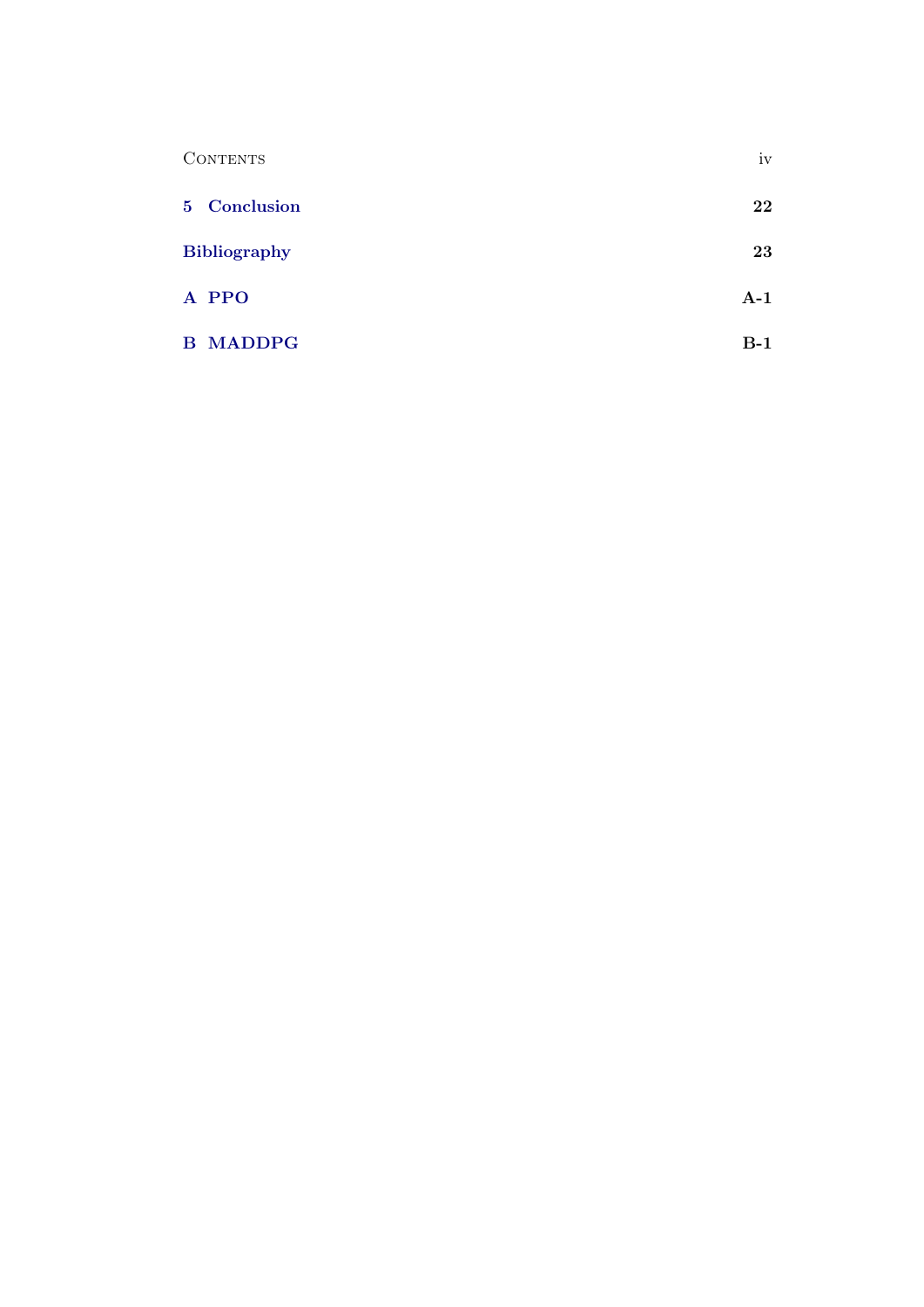**5 Conclusion** **22**

**Bibliography** **23**

**A PPO** **A-1**

**B MADDPG** **B-1**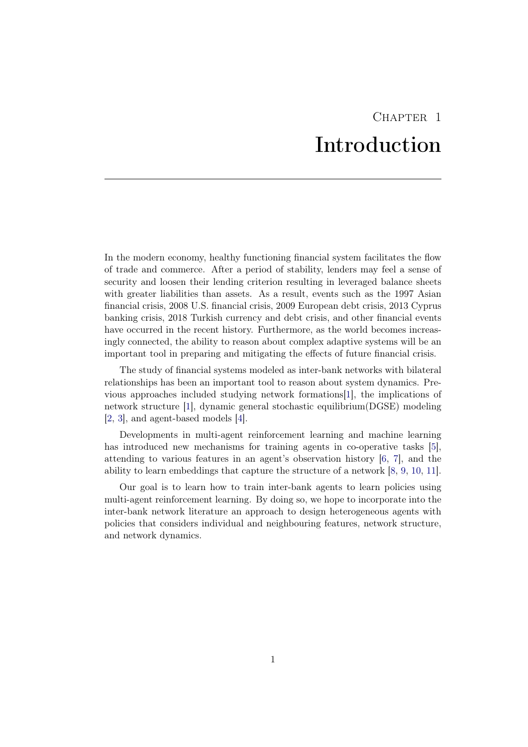# Chapter 1

# Introduction

In the modern economy, healthy functioning financial system facilitates the flow of trade and commerce. After a period of stability, lenders may feel a sense of security and loosen their lending criterion resulting in leveraged balance sheets with greater liabilities than assets. As a result, events such as the 1997 Asian financial crisis, 2008 U.S. financial crisis, 2009 European debt crisis, 2013 Cyprus banking crisis, 2018 Turkish currency and debt crisis, and other financial events have occurred in the recent history. Furthermore, as the world becomes increasingly connected, the ability to reason about complex adaptive systems will be an important tool in preparing and mitigating the effects of future financial crisis.

The study of financial systems modeled as inter-bank networks with bilateral relationships has been an important tool to reason about system dynamics. Previous approaches included studying network formations[1], the implications of network structure [1], dynamic general stochastic equilibrium(DGSE) modeling [2, 3], and agent-based models [4].

Developments in multi-agent reinforcement learning and machine learning has introduced new mechanisms for training agents in co-operative tasks [5], attending to various features in an agent's observation history [6, 7], and the ability to learn embeddings that capture the structure of a network [8, 9, 10, 11].

Our goal is to learn how to train inter-bank agents to learn policies using multi-agent reinforcement learning. By doing so, we hope to incorporate into the inter-bank network literature an approach to design heterogeneous agents with policies that considers individual and neighbouring features, network structure, and network dynamics.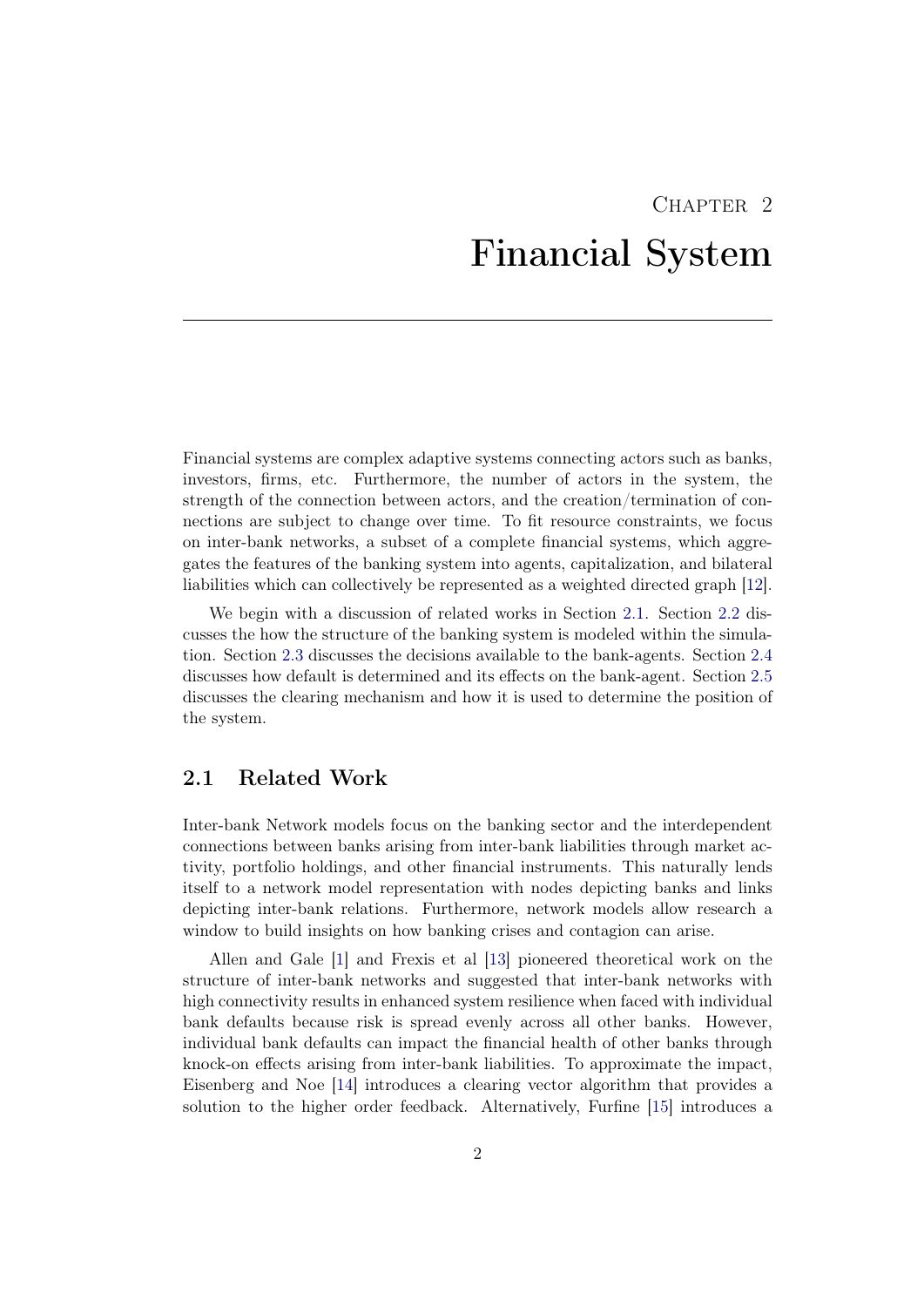# Chapter 2
# Financial System

Financial systems are complex adaptive systems connecting actors such as banks, investors, firms, etc. Furthermore, the number of actors in the system, the strength of the connection between actors, and the creation/termination of connections are subject to change over time. To fit resource constraints, we focus on inter-bank networks, a subset of a complete financial systems, which aggregates the features of the banking system into agents, capitalization, and bilateral liabilities which can collectively be represented as a weighted directed graph [12].

We begin with a discussion of related works in Section 2.1. Section 2.2 discusses the how the structure of the banking system is modeled within the simulation. Section 2.3 discusses the decisions available to the bank-agents. Section 2.4 discusses how default is determined and its effects on the bank-agent. Section 2.5 discusses the clearing mechanism and how it is used to determine the position of the system.

## 2.1 Related Work

Inter-bank Network models focus on the banking sector and the interdependent connections between banks arising from inter-bank liabilities through market activity, portfolio holdings, and other financial instruments. This naturally lends itself to a network model representation with nodes depicting banks and links depicting inter-bank relations. Furthermore, network models allow research a window to build insights on how banking crises and contagion can arise.

Allen and Gale [1] and Frexis et al [13] pioneered theoretical work on the structure of inter-bank networks and suggested that inter-bank networks with high connectivity results in enhanced system resilience when faced with individual bank defaults because risk is spread evenly across all other banks. However, individual bank defaults can impact the financial health of other banks through knock-on effects arising from inter-bank liabilities. To approximate the impact, Eisenberg and Noe [14] introduces a clearing vector algorithm that provides a solution to the higher order feedback. Alternatively, Furfine [15] introduces a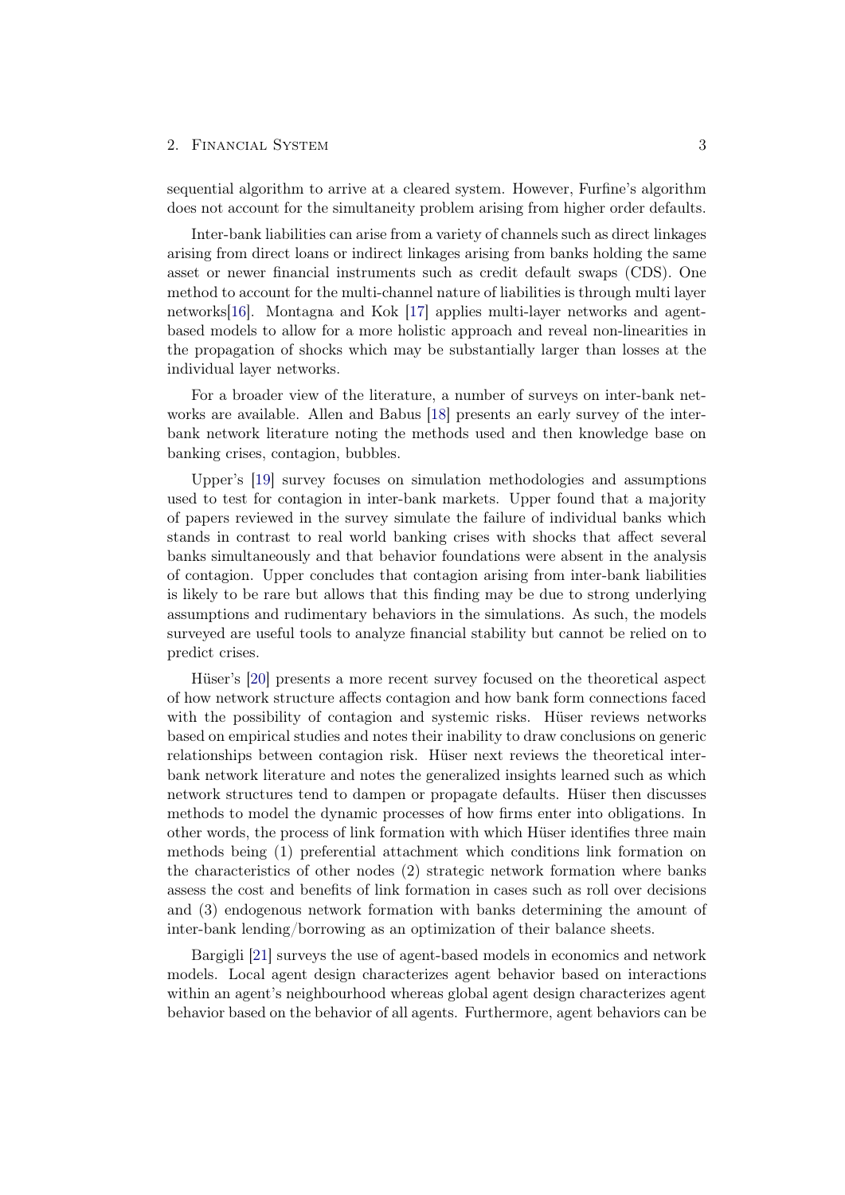sequential algorithm to arrive at a cleared system. However, Furfine's algorithm does not account for the simultaneity problem arising from higher order defaults.

Inter-bank liabilities can arise from a variety of channels such as direct linkages arising from direct loans or indirect linkages arising from banks holding the same asset or newer financial instruments such as credit default swaps (CDS). One method to account for the multi-channel nature of liabilities is through multi layer networks[16]. Montagna and Kok [17] applies multi-layer networks and agent-based models to allow for a more holistic approach and reveal non-linearities in the propagation of shocks which may be substantially larger than losses at the individual layer networks.

For a broader view of the literature, a number of surveys on inter-bank networks are available. Allen and Babus [18] presents an early survey of the inter-bank network literature noting the methods used and then knowledge base on banking crises, contagion, bubbles.

Upper's [19] survey focuses on simulation methodologies and assumptions used to test for contagion in inter-bank markets. Upper found that a majority of papers reviewed in the survey simulate the failure of individual banks which stands in contrast to real world banking crises with shocks that affect several banks simultaneously and that behavior foundations were absent in the analysis of contagion. Upper concludes that contagion arising from inter-bank liabilities is likely to be rare but allows that this finding may be due to strong underlying assumptions and rudimentary behaviors in the simulations. As such, the models surveyed are useful tools to analyze financial stability but cannot be relied on to predict crises.

Hüser's [20] presents a more recent survey focused on the theoretical aspect of how network structure affects contagion and how bank form connections faced with the possibility of contagion and systemic risks. Hüser reviews networks based on empirical studies and notes their inability to draw conclusions on generic relationships between contagion risk. Hüser next reviews the theoretical inter-bank network literature and notes the generalized insights learned such as which network structures tend to dampen or propagate defaults. Hüser then discusses methods to model the dynamic processes of how firms enter into obligations. In other words, the process of link formation with which Hüser identifies three main methods being (1) preferential attachment which conditions link formation on the characteristics of other nodes (2) strategic network formation where banks assess the cost and benefits of link formation in cases such as roll over decisions and (3) endogenous network formation with banks determining the amount of inter-bank lending/borrowing as an optimization of their balance sheets.

Bargigli [21] surveys the use of agent-based models in economics and network models. Local agent design characterizes agent behavior based on interactions within an agent's neighbourhood whereas global agent design characterizes agent behavior based on the behavior of all agents. Furthermore, agent behaviors can be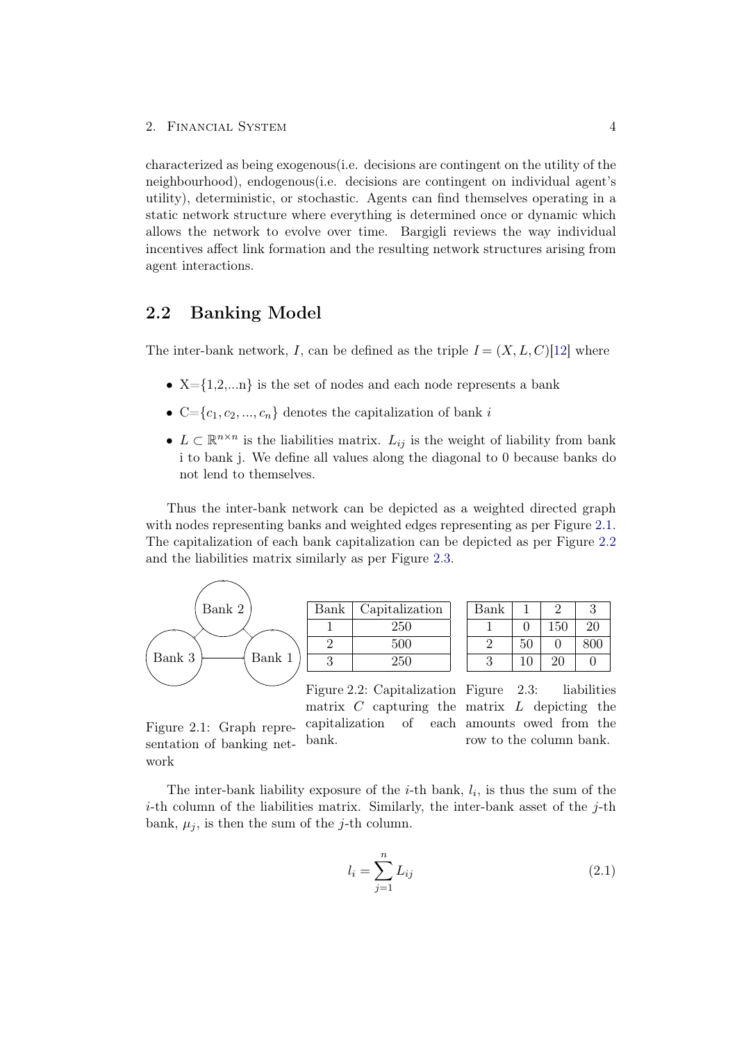characterized as being exogenous(i.e. decisions are contingent on the utility of the neighbourhood), endogenous(i.e. decisions are contingent on individual agent's utility), deterministic, or stochastic. Agents can find themselves operating in a static network structure where everything is determined once or dynamic which allows the network to evolve over time. Bargigli reviews the way individual incentives affect link formation and the resulting network structures arising from agent interactions.

## 2.2 Banking Model

The inter-bank network, $I$, can be defined as the triple $I = (X, L, C)$[12] where

- X={1,2,...n} is the set of nodes and each node represents a bank
- C=$\{c_1, c_2, ..., c_n\}$ denotes the capitalization of bank $i$
- $L \subset \mathbb{R}^{n \times n}$ is the liabilities matrix. $L_{ij}$ is the weight of liability from bank i to bank j. We define all values along the diagonal to 0 because banks do not lend to themselves.

Thus the inter-bank network can be depicted as a weighted directed graph with nodes representing banks and weighted edges representing as per Figure 2.1. The capitalization of each bank capitalization can be depicted as per Figure 2.2 and the liabilities matrix similarly as per Figure 2.3.

Figure 2.1: Graph representation of banking network

| Bank | Capitalization |
|---|---|
| 1 | 250 |
| 2 | 500 |
| 3 | 250 |

Figure 2.2: Capitalization matrix $C$ capturing the capitalization of each bank.

| Bank | 1 | 2 | 3 |
|---|---|---|---|
| 1 | 0 | 150 | 20 |
| 2 | 50 | 0 | 800 |
| 3 | 10 | 20 | 0 |

Figure 2.3: liabilities matrix $L$ depicting the amounts owed from the row to the column bank.

The inter-bank liability exposure of the $i$-th bank, $l_i$, is thus the sum of the $i$-th column of the liabilities matrix. Similarly, the inter-bank asset of the $j$-th bank, $\mu_j$, is then the sum of the $j$-th column.

$$l_i = \sum_{j=1}^{n} L_{ij} \tag{2.1}$$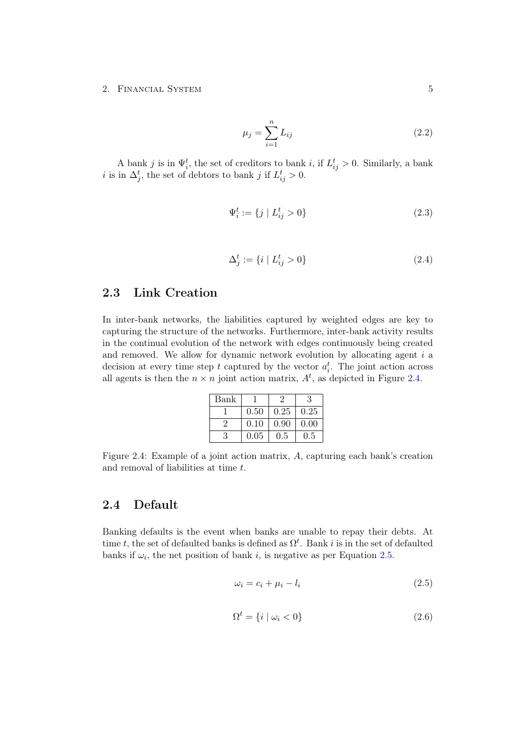$$\mu_j = \sum_{i=1}^{n} L_{ij} \tag{2.2}$$

A bank $j$ is in $\Psi_i^t$, the set of creditors to bank $i$, if $L_{ij}^t > 0$. Similarly, a bank $i$ is in $\Delta_j^t$, the set of debtors to bank $j$ if $L_{ij}^t > 0$.

$$\Psi_i^t := \{j \mid L_{ij}^t > 0\} \tag{2.3}$$

$$\Delta_j^t := \{i \mid L_{ij}^t > 0\} \tag{2.4}$$

## 2.3 Link Creation

In inter-bank networks, the liabilities captured by weighted edges are key to capturing the structure of the networks. Furthermore, inter-bank activity results in the continual evolution of the network with edges continuously being created and removed. We allow for dynamic network evolution by allocating agent $i$ a decision at every time step $t$ captured by the vector $a_i^t$. The joint action across all agents is then the $n \times n$ joint action matrix, $A^t$, as depicted in Figure 2.4.

| Bank | 1 | 2 | 3 |
|---|---|---|---|
| 1 | 0.50 | 0.25 | 0.25 |
| 2 | 0.10 | 0.90 | 0.00 |
| 3 | 0.05 | 0.5 | 0.5 |

Figure 2.4: Example of a joint action matrix, $A$, capturing each bank's creation and removal of liabilities at time $t$.

## 2.4 Default

Banking defaults is the event when banks are unable to repay their debts. At time $t$, the set of defaulted banks is defined as $\Omega^t$. Bank $i$ is in the set of defaulted banks if $\omega_i$, the net position of bank $i$, is negative as per Equation 2.5.

$$\omega_i = c_i + \mu_i - l_i \tag{2.5}$$

$$\Omega^t = \{i \mid \omega_i < 0\} \tag{2.6}$$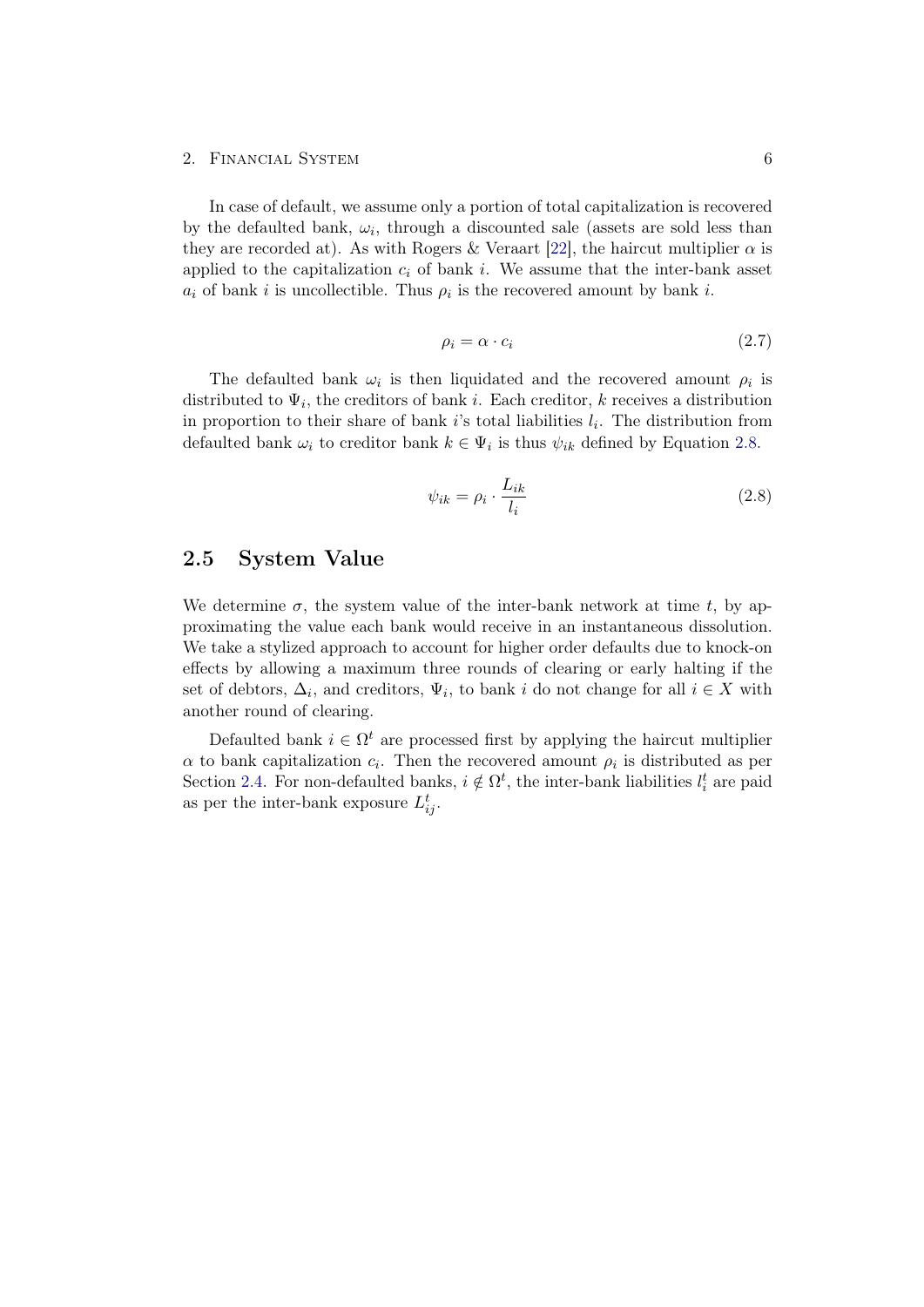In case of default, we assume only a portion of total capitalization is recovered by the defaulted bank, $\omega_i$, through a discounted sale (assets are sold less than they are recorded at). As with Rogers & Veraart [22], the haircut multiplier $\alpha$ is applied to the capitalization $c_i$ of bank $i$. We assume that the inter-bank asset $a_i$ of bank $i$ is uncollectible. Thus $\rho_i$ is the recovered amount by bank $i$.

$$\rho_i = \alpha \cdot c_i \tag{2.7}$$

The defaulted bank $\omega_i$ is then liquidated and the recovered amount $\rho_i$ is distributed to $\Psi_i$, the creditors of bank $i$. Each creditor, $k$ receives a distribution in proportion to their share of bank $i$'s total liabilities $l_i$. The distribution from defaulted bank $\omega_i$ to creditor bank $k \in \Psi_i$ is thus $\psi_{ik}$ defined by Equation 2.8.

$$\psi_{ik} = \rho_i \cdot \frac{L_{ik}}{l_i} \tag{2.8}$$

## 2.5 System Value

We determine $\sigma$, the system value of the inter-bank network at time $t$, by approximating the value each bank would receive in an instantaneous dissolution. We take a stylized approach to account for higher order defaults due to knock-on effects by allowing a maximum three rounds of clearing or early halting if the set of debtors, $\Delta_i$, and creditors, $\Psi_i$, to bank $i$ do not change for all $i \in X$ with another round of clearing.

Defaulted bank $i \in \Omega^t$ are processed first by applying the haircut multiplier $\alpha$ to bank capitalization $c_i$. Then the recovered amount $\rho_i$ is distributed as per Section 2.4. For non-defaulted banks, $i \notin \Omega^t$, the inter-bank liabilities $l_i^t$ are paid as per the inter-bank exposure $L_{ij}^t$.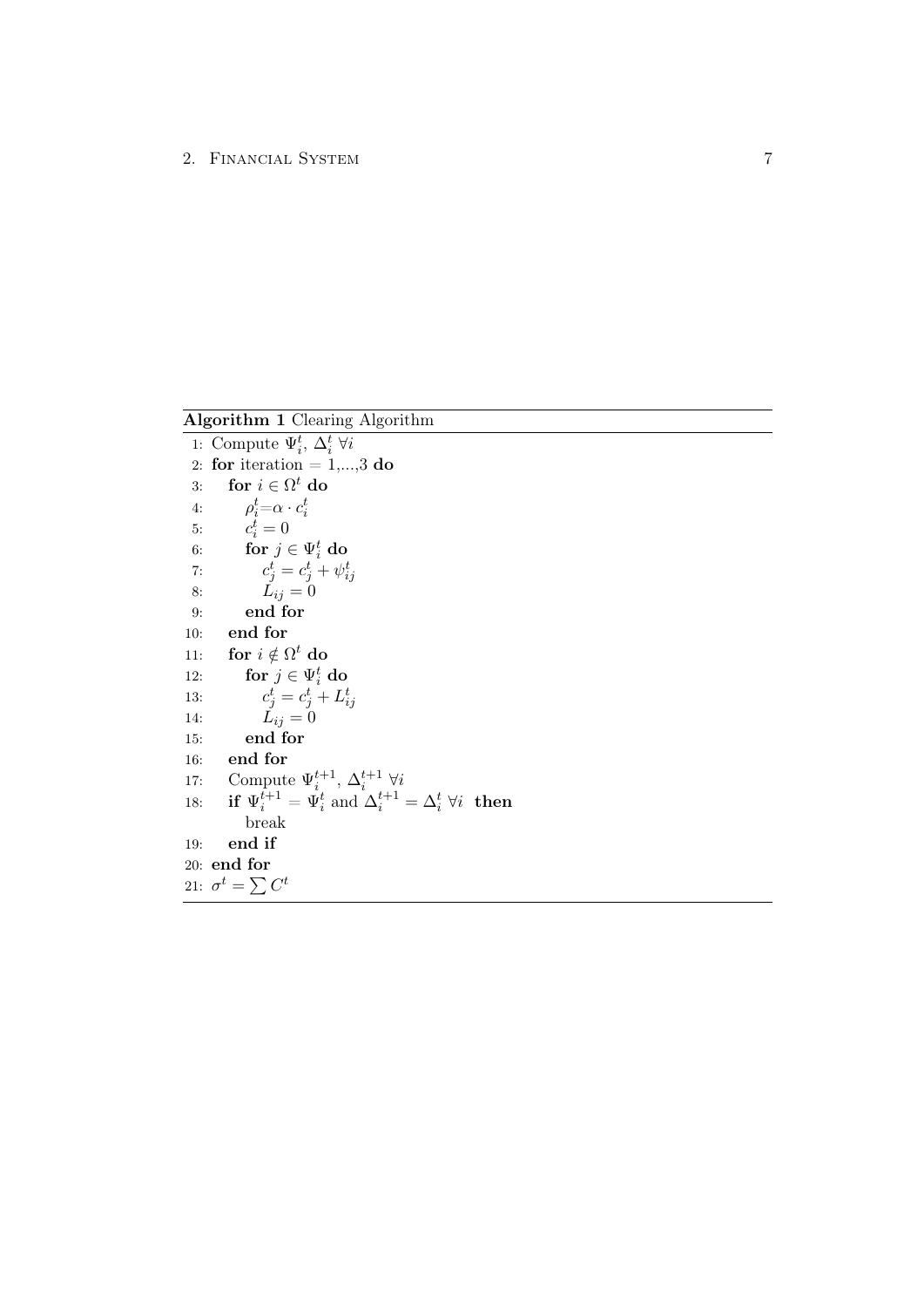**Algorithm 1** Clearing Algorithm

```
1: Compute Ψ_i^t, Δ_i^t ∀i
2: for iteration = 1,...,3 do
3:     for i ∈ Ω^t do
4:         ρ_i^t = α · c_i^t
5:         c_i^t = 0
6:         for j ∈ Ψ_i^t do
7:             c_j^t = c_j^t + ψ_ij^t
8:             L_ij = 0
9:         end for
10:    end for
11:    for i ∉ Ω^t do
12:        for j ∈ Ψ_i^t do
13:            c_j^t = c_j^t + L_ij^t
14:            L_ij = 0
15:        end for
16:    end for
17:    Compute Ψ_i^{t+1}, Δ_i^{t+1} ∀i
18:    if Ψ_i^{t+1} = Ψ_i^t and Δ_i^{t+1} = Δ_i^t ∀i then
           break
19:    end if
20: end for
21: σ^t = ∑ C^t
```

1: Compute $\Psi_i^t$, $\Delta_i^t$ $\forall i$
2: **for** iteration = 1,...,3 **do**
3: &nbsp;&nbsp;&nbsp;&nbsp;**for** $i \in \Omega^t$ **do**
4: &nbsp;&nbsp;&nbsp;&nbsp;&nbsp;&nbsp;&nbsp;&nbsp;$\rho_i^t = \alpha \cdot c_i^t$
5: &nbsp;&nbsp;&nbsp;&nbsp;&nbsp;&nbsp;&nbsp;&nbsp;$c_i^t = 0$
6: &nbsp;&nbsp;&nbsp;&nbsp;&nbsp;&nbsp;&nbsp;&nbsp;**for** $j \in \Psi_i^t$ **do**
7: &nbsp;&nbsp;&nbsp;&nbsp;&nbsp;&nbsp;&nbsp;&nbsp;&nbsp;&nbsp;&nbsp;&nbsp;$c_j^t = c_j^t + \psi_{ij}^t$
8: &nbsp;&nbsp;&nbsp;&nbsp;&nbsp;&nbsp;&nbsp;&nbsp;&nbsp;&nbsp;&nbsp;&nbsp;$L_{ij} = 0$
9: &nbsp;&nbsp;&nbsp;&nbsp;&nbsp;&nbsp;&nbsp;&nbsp;**end for**
10: &nbsp;&nbsp;&nbsp;&nbsp;**end for**
11: &nbsp;&nbsp;&nbsp;&nbsp;**for** $i \notin \Omega^t$ **do**
12: &nbsp;&nbsp;&nbsp;&nbsp;&nbsp;&nbsp;&nbsp;&nbsp;**for** $j \in \Psi_i^t$ **do**
13: &nbsp;&nbsp;&nbsp;&nbsp;&nbsp;&nbsp;&nbsp;&nbsp;&nbsp;&nbsp;&nbsp;&nbsp;$c_j^t = c_j^t + L_{ij}^t$
14: &nbsp;&nbsp;&nbsp;&nbsp;&nbsp;&nbsp;&nbsp;&nbsp;&nbsp;&nbsp;&nbsp;&nbsp;$L_{ij} = 0$
15: &nbsp;&nbsp;&nbsp;&nbsp;&nbsp;&nbsp;&nbsp;&nbsp;**end for**
16: &nbsp;&nbsp;&nbsp;&nbsp;**end for**
17: &nbsp;&nbsp;&nbsp;&nbsp;Compute $\Psi_i^{t+1}$, $\Delta_i^{t+1}$ $\forall i$
18: &nbsp;&nbsp;&nbsp;&nbsp;**if** $\Psi_i^{t+1} = \Psi_i^t$ and $\Delta_i^{t+1} = \Delta_i^t$ $\forall i$ **then** break
19: &nbsp;&nbsp;&nbsp;&nbsp;**end if**
20: **end for**
21: $\sigma^t = \sum C^t$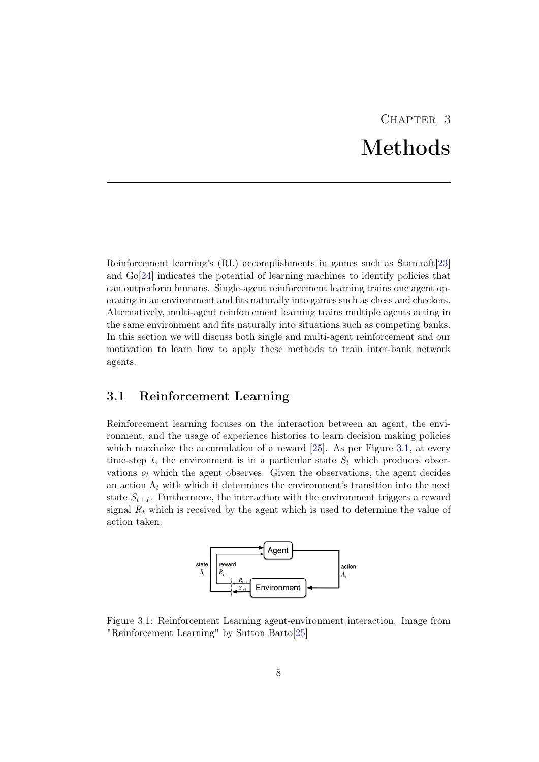# Chapter 3

# Methods

Reinforcement learning's (RL) accomplishments in games such as Starcraft[23] and Go[24] indicates the potential of learning machines to identify policies that can outperform humans. Single-agent reinforcement learning trains one agent operating in an environment and fits naturally into games such as chess and checkers. Alternatively, multi-agent reinforcement learning trains multiple agents acting in the same environment and fits naturally into situations such as competing banks. In this section we will discuss both single and multi-agent reinforcement and our motivation to learn how to apply these methods to train inter-bank network agents.

## 3.1 Reinforcement Learning

Reinforcement learning focuses on the interaction between an agent, the environment, and the usage of experience histories to learn decision making policies which maximize the accumulation of a reward [25]. As per Figure 3.1, at every time-step $t$, the environment is in a particular state $S_t$ which produces observations $o_t$ which the agent observes. Given the observations, the agent decides an action $\Lambda_t$ with which it determines the environment's transition into the next state $S_{t+1}$. Furthermore, the interaction with the environment triggers a reward signal $R_t$ which is received by the agent which is used to determine the value of action taken.

Figure 3.1: Reinforcement Learning agent-environment interaction. Image from "Reinforcement Learning" by Sutton Barto[25]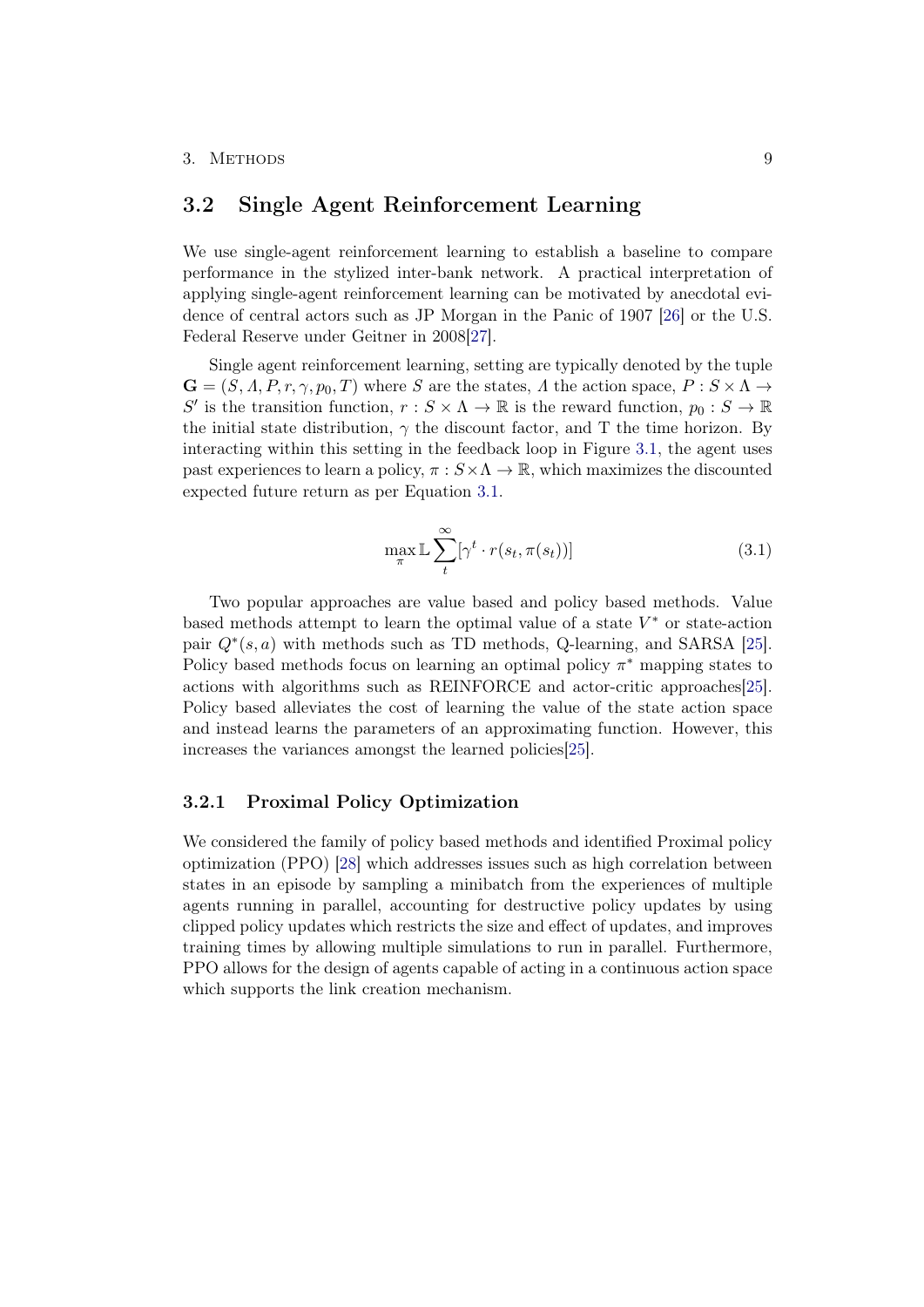## 3.2 Single Agent Reinforcement Learning

We use single-agent reinforcement learning to establish a baseline to compare performance in the stylized inter-bank network. A practical interpretation of applying single-agent reinforcement learning can be motivated by anecdotal evidence of central actors such as JP Morgan in the Panic of 1907 [26] or the U.S. Federal Reserve under Geitner in 2008[27].

Single agent reinforcement learning, setting are typically denoted by the tuple $\mathbf{G} = (S, \Lambda, P, r, \gamma, p_0, T)$ where $S$ are the states, $\Lambda$ the action space, $P : S \times \Lambda \rightarrow S'$ is the transition function, $r : S \times \Lambda \rightarrow \mathbb{R}$ is the reward function, $p_0 : S \rightarrow \mathbb{R}$ the initial state distribution, $\gamma$ the discount factor, and T the time horizon. By interacting within this setting in the feedback loop in Figure 3.1, the agent uses past experiences to learn a policy, $\pi : S \times \Lambda \rightarrow \mathbb{R}$, which maximizes the discounted expected future return as per Equation 3.1.

$$\max_{\pi} \mathbb{L} \sum_{t}^{\infty} [\gamma^t \cdot r(s_t, \pi(s_t))] \tag{3.1}$$

Two popular approaches are value based and policy based methods. Value based methods attempt to learn the optimal value of a state $V^*$ or state-action pair $Q^*(s, a)$ with methods such as TD methods, Q-learning, and SARSA [25]. Policy based methods focus on learning an optimal policy $\pi^*$ mapping states to actions with algorithms such as REINFORCE and actor-critic approaches[25]. Policy based alleviates the cost of learning the value of the state action space and instead learns the parameters of an approximating function. However, this increases the variances amongst the learned policies[25].

### 3.2.1 Proximal Policy Optimization

We considered the family of policy based methods and identified Proximal policy optimization (PPO) [28] which addresses issues such as high correlation between states in an episode by sampling a minibatch from the experiences of multiple agents running in parallel, accounting for destructive policy updates by using clipped policy updates which restricts the size and effect of updates, and improves training times by allowing multiple simulations to run in parallel. Furthermore, PPO allows for the design of agents capable of acting in a continuous action space which supports the link creation mechanism.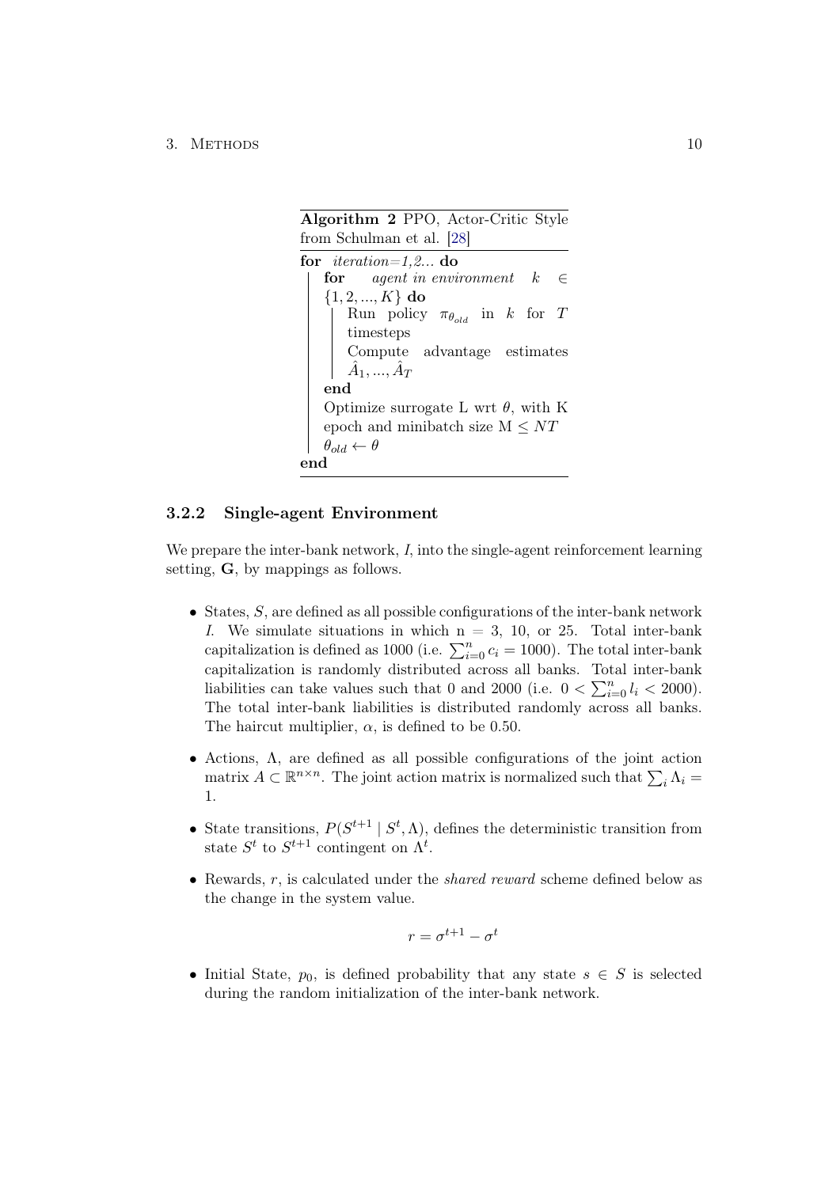**Algorithm 2** PPO, Actor-Critic Style from Schulman et al. [28]

```
for iteration=1,2... do
    for agent in environment k ∈ {1, 2, ..., K} do
        Run policy π_θold in k for T timesteps
        Compute advantage estimates Â_1, ..., Â_T
    end
    Optimize surrogate L wrt θ, with K epoch and minibatch size M ≤ NT
    θ_old ← θ
end
```

### 3.2.2 Single-agent Environment

We prepare the inter-bank network, $I$, into the single-agent reinforcement learning setting, $\mathbf{G}$, by mappings as follows.

- States, $S$, are defined as all possible configurations of the inter-bank network $I$. We simulate situations in which n = 3, 10, or 25. Total inter-bank capitalization is defined as 1000 (i.e. $\sum_{i=0}^{n} c_i = 1000$). The total inter-bank capitalization is randomly distributed across all banks. Total inter-bank liabilities can take values such that 0 and 2000 (i.e. $0 < \sum_{i=0}^{n} l_i < 2000$). The total inter-bank liabilities is distributed randomly across all banks. The haircut multiplier, $\alpha$, is defined to be 0.50.
- Actions, $\Lambda$, are defined as all possible configurations of the joint action matrix $A \subset \mathbb{R}^{n \times n}$. The joint action matrix is normalized such that $\sum_i \Lambda_i = 1$.
- State transitions, $P(S^{t+1} \mid S^t, \Lambda)$, defines the deterministic transition from state $S^t$ to $S^{t+1}$ contingent on $\Lambda^t$.
- Rewards, $r$, is calculated under the *shared reward* scheme defined below as the change in the system value.

$$r = \sigma^{t+1} - \sigma^t$$

- Initial State, $p_0$, is defined probability that any state $s \in S$ is selected during the random initialization of the inter-bank network.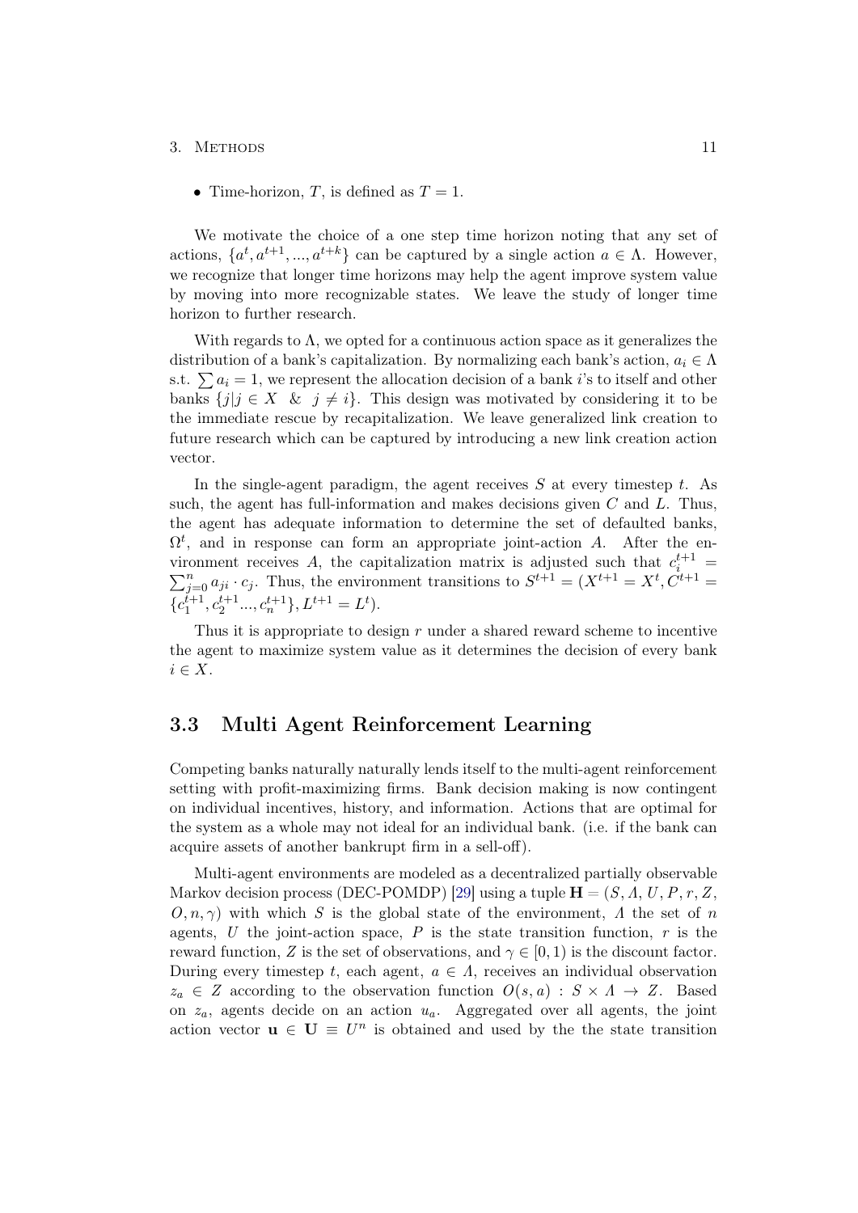- Time-horizon, $T$, is defined as $T = 1$.

We motivate the choice of a one step time horizon noting that any set of actions, $\{a^t, a^{t+1}, ..., a^{t+k}\}$ can be captured by a single action $a \in \Lambda$. However, we recognize that longer time horizons may help the agent improve system value by moving into more recognizable states. We leave the study of longer time horizon to further research.

With regards to $\Lambda$, we opted for a continuous action space as it generalizes the distribution of a bank's capitalization. By normalizing each bank's action, $a_i \in \Lambda$ s.t. $\sum a_i = 1$, we represent the allocation decision of a bank $i$'s to itself and other banks $\{j | j \in X \;\; \& \;\; j \neq i\}$. This design was motivated by considering it to be the immediate rescue by recapitalization. We leave generalized link creation to future research which can be captured by introducing a new link creation action vector.

In the single-agent paradigm, the agent receives $S$ at every timestep $t$. As such, the agent has full-information and makes decisions given $C$ and $L$. Thus, the agent has adequate information to determine the set of defaulted banks, $\Omega^t$, and in response can form an appropriate joint-action $A$. After the environment receives $A$, the capitalization matrix is adjusted such that $c_i^{t+1} = \sum_{j=0}^{n} a_{ji} \cdot c_j$. Thus, the environment transitions to $S^{t+1} = (X^{t+1} = X^t, C^{t+1} = \{c_1^{t+1}, c_2^{t+1} ..., c_n^{t+1}\}, L^{t+1} = L^t)$.

Thus it is appropriate to design $r$ under a shared reward scheme to incentive the agent to maximize system value as it determines the decision of every bank $i \in X$.

## 3.3 Multi Agent Reinforcement Learning

Competing banks naturally naturally lends itself to the multi-agent reinforcement setting with profit-maximizing firms. Bank decision making is now contingent on individual incentives, history, and information. Actions that are optimal for the system as a whole may not ideal for an individual bank. (i.e. if the bank can acquire assets of another bankrupt firm in a sell-off).

Multi-agent environments are modeled as a decentralized partially observable Markov decision process (DEC-POMDP) [29] using a tuple $\mathbf{H} = (S, \mathit{\Lambda}, U, P, r, Z, O, n, \gamma)$ with which $S$ is the global state of the environment, $\mathit{\Lambda}$ the set of $n$ agents, $U$ the joint-action space, $P$ is the state transition function, $r$ is the reward function, $Z$ is the set of observations, and $\gamma \in [0, 1)$ is the discount factor. During every timestep $t$, each agent, $a \in \mathit{\Lambda}$, receives an individual observation $z_a \in Z$ according to the observation function $O(s, a) : S \times \mathit{\Lambda} \rightarrow Z$. Based on $z_a$, agents decide on an action $u_a$. Aggregated over all agents, the joint action vector $\mathbf{u} \in \mathbf{U} \equiv U^n$ is obtained and used by the the state transition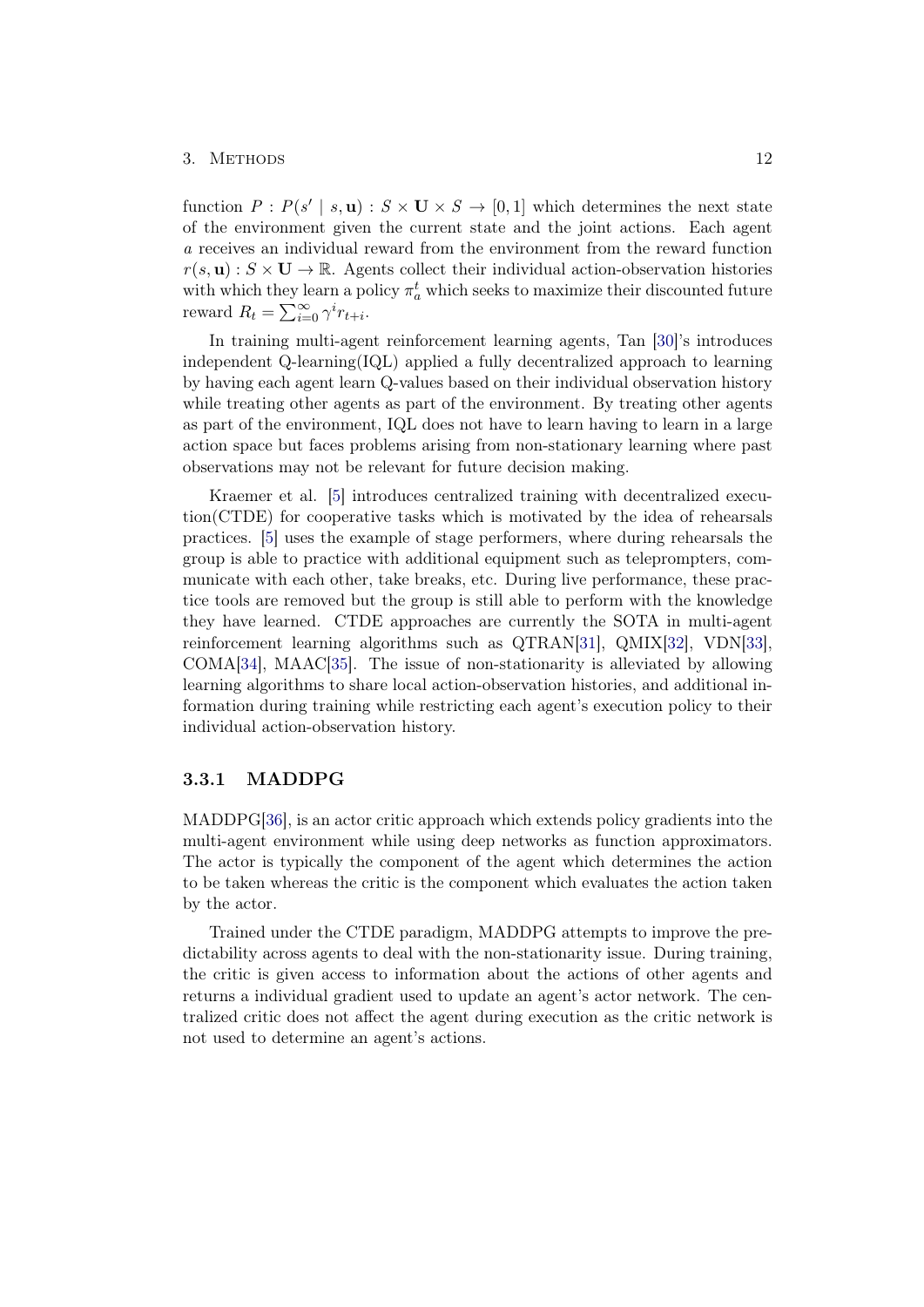function $P : P(s' \mid s, \mathbf{u}) : S \times \mathbf{U} \times S \rightarrow [0, 1]$ which determines the next state of the environment given the current state and the joint actions. Each agent $a$ receives an individual reward from the environment from the reward function $r(s, \mathbf{u}) : S \times \mathbf{U} \rightarrow \mathbb{R}$. Agents collect their individual action-observation histories with which they learn a policy $\pi_a^t$ which seeks to maximize their discounted future reward $R_t = \sum_{i=0}^{\infty} \gamma^i r_{t+i}$.

In training multi-agent reinforcement learning agents, Tan [30]'s introduces independent Q-learning(IQL) applied a fully decentralized approach to learning by having each agent learn Q-values based on their individual observation history while treating other agents as part of the environment. By treating other agents as part of the environment, IQL does not have to learn having to learn in a large action space but faces problems arising from non-stationary learning where past observations may not be relevant for future decision making.

Kraemer et al. [5] introduces centralized training with decentralized execution(CTDE) for cooperative tasks which is motivated by the idea of rehearsals practices. [5] uses the example of stage performers, where during rehearsals the group is able to practice with additional equipment such as teleprompters, communicate with each other, take breaks, etc. During live performance, these practice tools are removed but the group is still able to perform with the knowledge they have learned. CTDE approaches are currently the SOTA in multi-agent reinforcement learning algorithms such as QTRAN[31], QMIX[32], VDN[33], COMA[34], MAAC[35]. The issue of non-stationarity is alleviated by allowing learning algorithms to share local action-observation histories, and additional information during training while restricting each agent's execution policy to their individual action-observation history.

### 3.3.1 MADDPG

MADDPG[36], is an actor critic approach which extends policy gradients into the multi-agent environment while using deep networks as function approximators. The actor is typically the component of the agent which determines the action to be taken whereas the critic is the component which evaluates the action taken by the actor.

Trained under the CTDE paradigm, MADDPG attempts to improve the predictability across agents to deal with the non-stationarity issue. During training, the critic is given access to information about the actions of other agents and returns a individual gradient used to update an agent's actor network. The centralized critic does not affect the agent during execution as the critic network is not used to determine an agent's actions.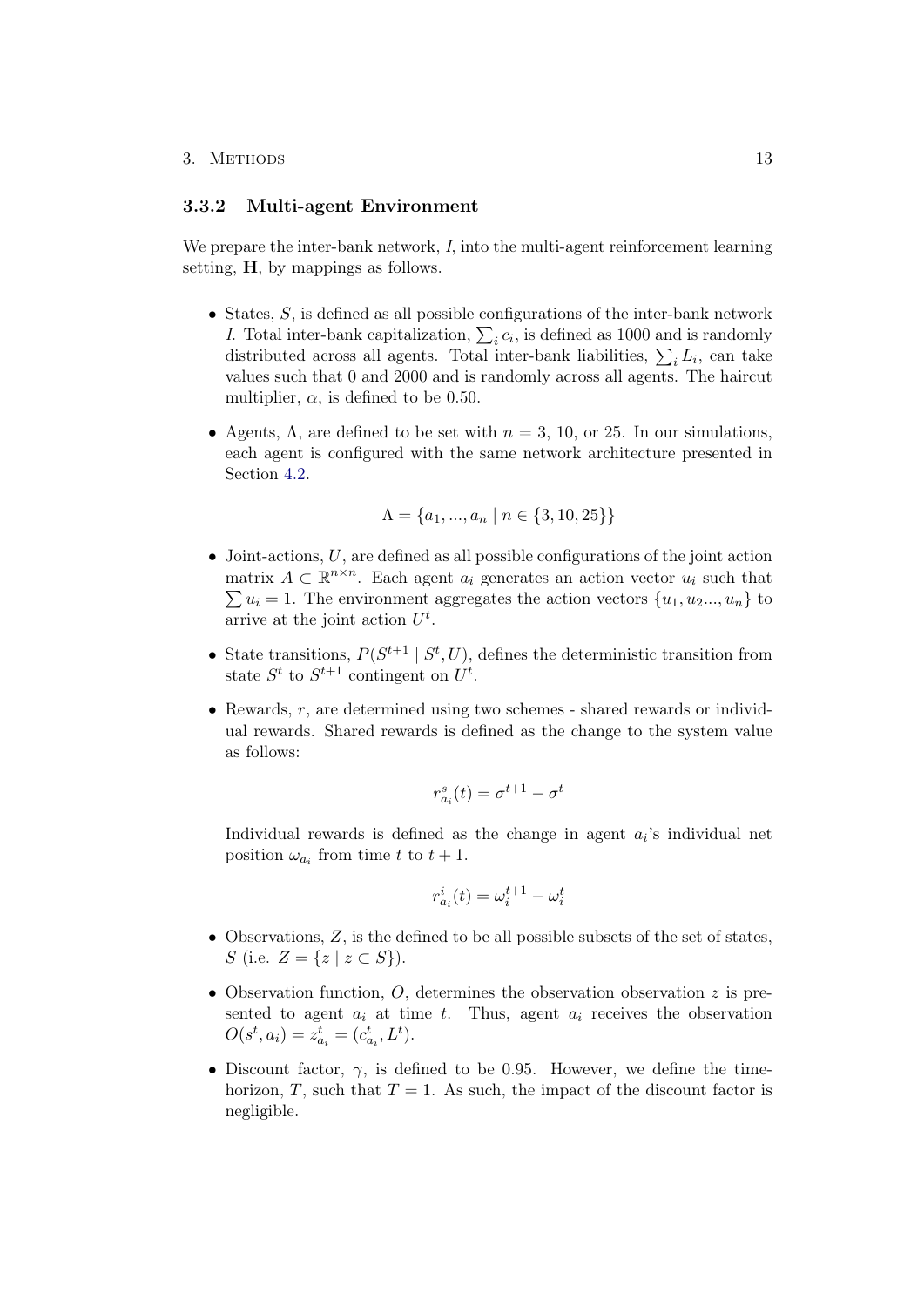### 3.3.2 Multi-agent Environment

We prepare the inter-bank network, $I$, into the multi-agent reinforcement learning setting, $\mathbf{H}$, by mappings as follows.

- States, $S$, is defined as all possible configurations of the inter-bank network $I$. Total inter-bank capitalization, $\sum_i c_i$, is defined as 1000 and is randomly distributed across all agents. Total inter-bank liabilities, $\sum_i L_i$, can take values such that 0 and 2000 and is randomly across all agents. The haircut multiplier, $\alpha$, is defined to be 0.50.

- Agents, $\Lambda$, are defined to be set with $n = 3$, 10, or 25. In our simulations, each agent is configured with the same network architecture presented in Section 4.2.

$$\Lambda = \{a_1, ..., a_n \mid n \in \{3, 10, 25\}\}$$

- Joint-actions, $U$, are defined as all possible configurations of the joint action matrix $A \subset \mathbb{R}^{n \times n}$. Each agent $a_i$ generates an action vector $u_i$ such that $\sum u_i = 1$. The environment aggregates the action vectors $\{u_1, u_2 ..., u_n\}$ to arrive at the joint action $U^t$.

- State transitions, $P(S^{t+1} \mid S^t, U)$, defines the deterministic transition from state $S^t$ to $S^{t+1}$ contingent on $U^t$.

- Rewards, $r$, are determined using two schemes - shared rewards or individual rewards. Shared rewards is defined as the change to the system value as follows:

$$r^s_{a_i}(t) = \sigma^{t+1} - \sigma^t$$

  Individual rewards is defined as the change in agent $a_i$'s individual net position $\omega_{a_i}$ from time $t$ to $t + 1$.

$$r^i_{a_i}(t) = \omega^{t+1}_i - \omega^t_i$$

- Observations, $Z$, is the defined to be all possible subsets of the set of states, $S$ (i.e. $Z = \{z \mid z \subset S\}$).

- Observation function, $O$, determines the observation observation $z$ is presented to agent $a_i$ at time $t$. Thus, agent $a_i$ receives the observation $O(s^t, a_i) = z^t_{a_i} = (c^t_{a_i}, L^t)$.

- Discount factor, $\gamma$, is defined to be 0.95. However, we define the time-horizon, $T$, such that $T = 1$. As such, the impact of the discount factor is negligible.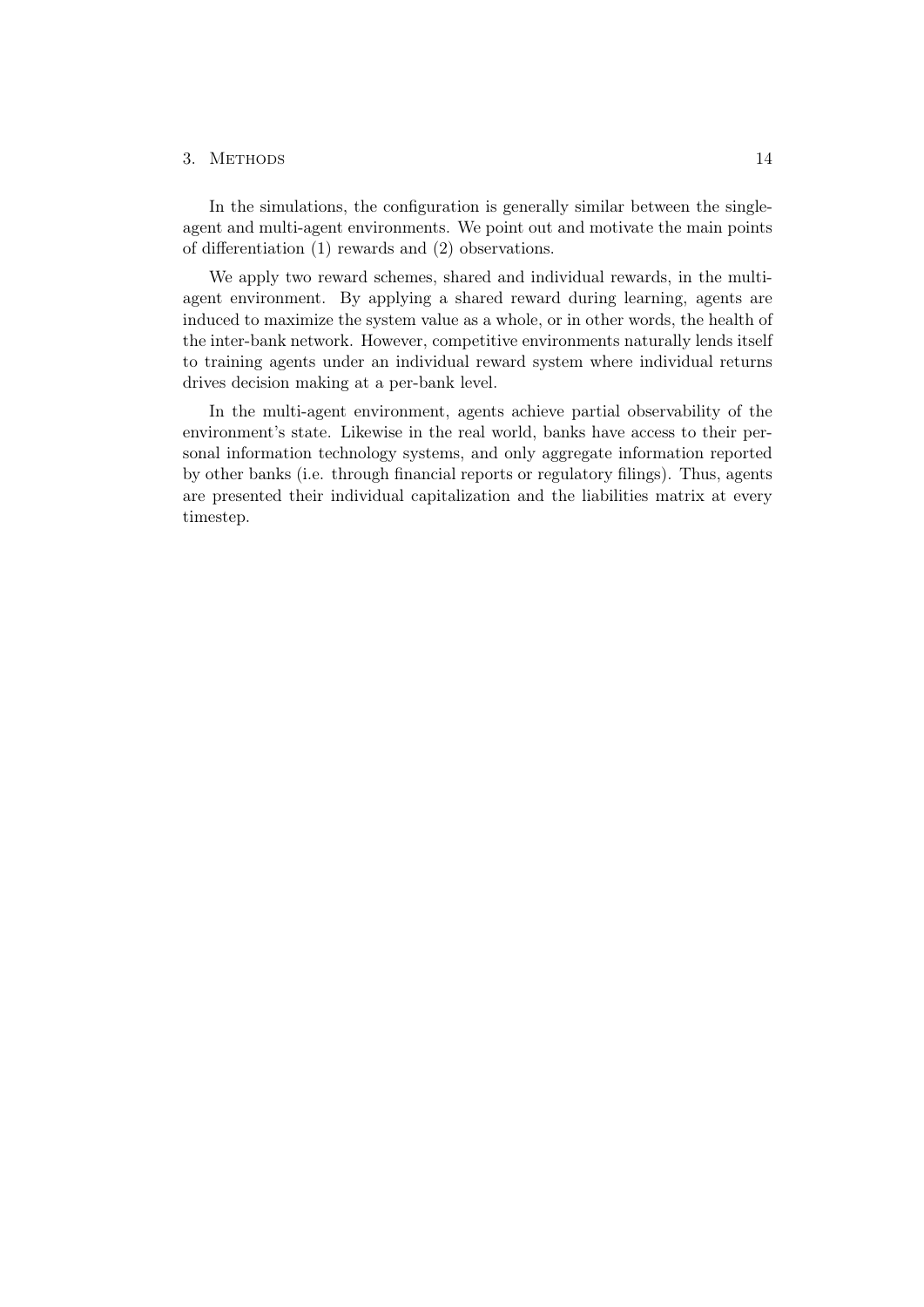In the simulations, the configuration is generally similar between the single-agent and multi-agent environments. We point out and motivate the main points of differentiation (1) rewards and (2) observations.

We apply two reward schemes, shared and individual rewards, in the multi-agent environment. By applying a shared reward during learning, agents are induced to maximize the system value as a whole, or in other words, the health of the inter-bank network. However, competitive environments naturally lends itself to training agents under an individual reward system where individual returns drives decision making at a per-bank level.

In the multi-agent environment, agents achieve partial observability of the environment's state. Likewise in the real world, banks have access to their personal information technology systems, and only aggregate information reported by other banks (i.e. through financial reports or regulatory filings). Thus, agents are presented their individual capitalization and the liabilities matrix at every timestep.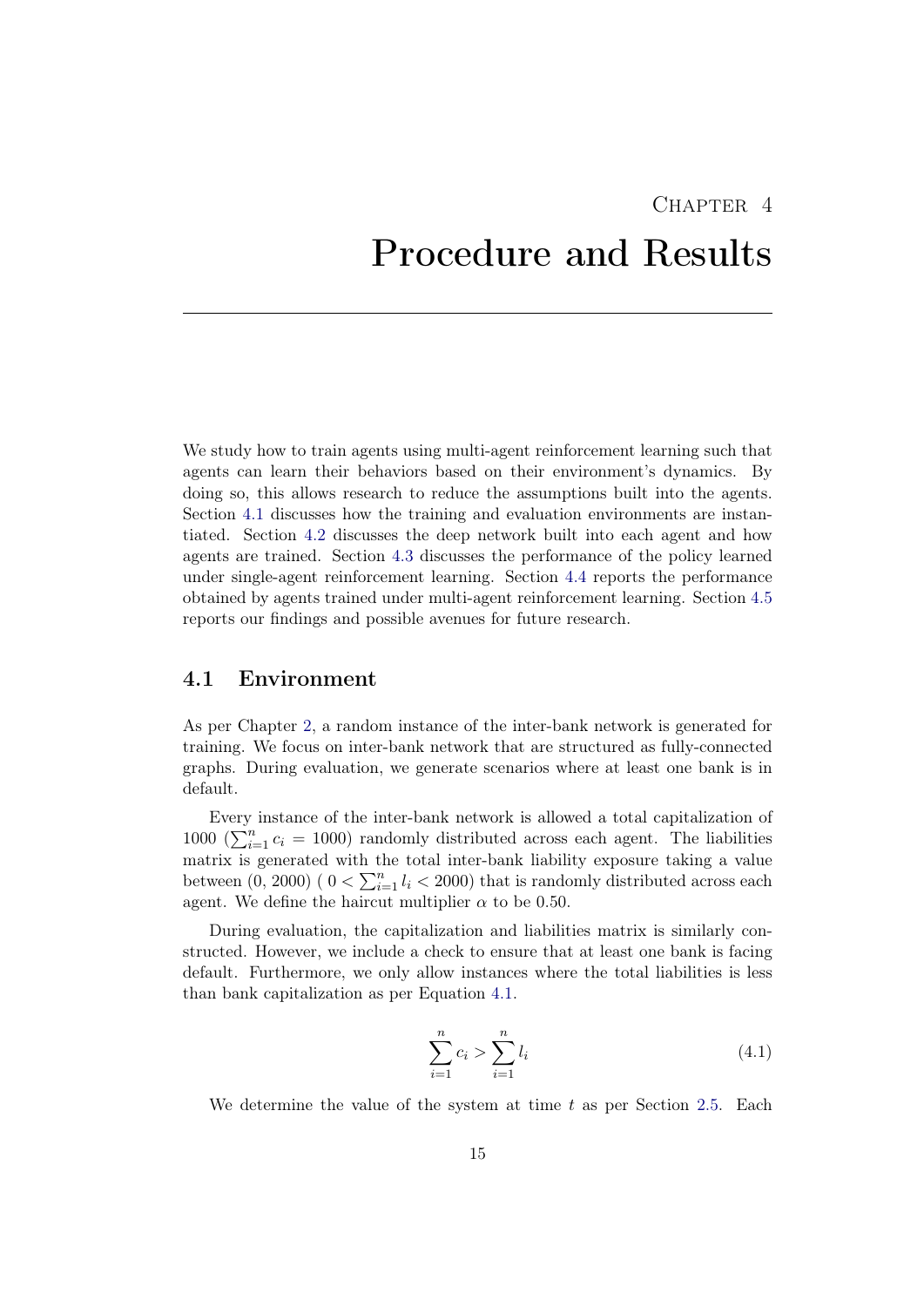# Chapter 4

# Procedure and Results

We study how to train agents using multi-agent reinforcement learning such that agents can learn their behaviors based on their environment's dynamics. By doing so, this allows research to reduce the assumptions built into the agents. Section 4.1 discusses how the training and evaluation environments are instantiated. Section 4.2 discusses the deep network built into each agent and how agents are trained. Section 4.3 discusses the performance of the policy learned under single-agent reinforcement learning. Section 4.4 reports the performance obtained by agents trained under multi-agent reinforcement learning. Section 4.5 reports our findings and possible avenues for future research.

## 4.1 Environment

As per Chapter 2, a random instance of the inter-bank network is generated for training. We focus on inter-bank network that are structured as fully-connected graphs. During evaluation, we generate scenarios where at least one bank is in default.

Every instance of the inter-bank network is allowed a total capitalization of 1000 ($\sum_{i=1}^{n} c_i = 1000$) randomly distributed across each agent. The liabilities matrix is generated with the total inter-bank liability exposure taking a value between (0, 2000) ( $0 < \sum_{i=1}^{n} l_i < 2000$) that is randomly distributed across each agent. We define the haircut multiplier $\alpha$ to be 0.50.

During evaluation, the capitalization and liabilities matrix is similarly constructed. However, we include a check to ensure that at least one bank is facing default. Furthermore, we only allow instances where the total liabilities is less than bank capitalization as per Equation 4.1.

$$\sum_{i=1}^{n} c_i > \sum_{i=1}^{n} l_i \tag{4.1}$$

We determine the value of the system at time $t$ as per Section 2.5. Each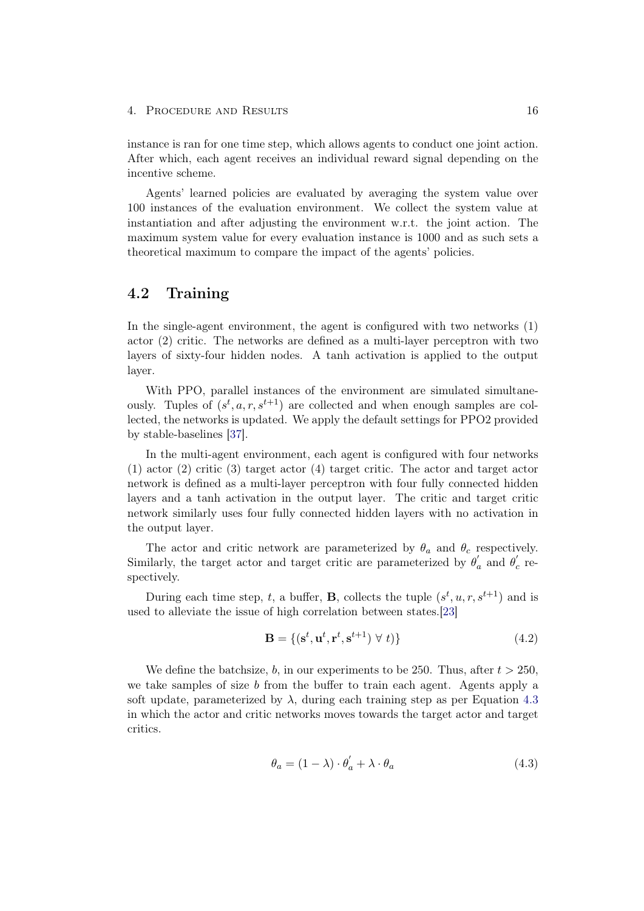instance is ran for one time step, which allows agents to conduct one joint action. After which, each agent receives an individual reward signal depending on the incentive scheme.

Agents' learned policies are evaluated by averaging the system value over 100 instances of the evaluation environment. We collect the system value at instantiation and after adjusting the environment w.r.t. the joint action. The maximum system value for every evaluation instance is 1000 and as such sets a theoretical maximum to compare the impact of the agents' policies.

## 4.2 Training

In the single-agent environment, the agent is configured with two networks (1) actor (2) critic. The networks are defined as a multi-layer perceptron with two layers of sixty-four hidden nodes. A tanh activation is applied to the output layer.

With PPO, parallel instances of the environment are simulated simultaneously. Tuples of $(s^t, a, r, s^{t+1})$ are collected and when enough samples are collected, the networks is updated. We apply the default settings for PPO2 provided by stable-baselines [37].

In the multi-agent environment, each agent is configured with four networks (1) actor (2) critic (3) target actor (4) target critic. The actor and target actor network is defined as a multi-layer perceptron with four fully connected hidden layers and a tanh activation in the output layer. The critic and target critic network similarly uses four fully connected hidden layers with no activation in the output layer.

The actor and critic network are parameterized by $\theta_a$ and $\theta_c$ respectively. Similarly, the target actor and target critic are parameterized by $\theta_a^{'}$ and $\theta_c^{'}$ respectively.

During each time step, $t$, a buffer, $\mathbf{B}$, collects the tuple $(s^t, u, r, s^{t+1})$ and is used to alleviate the issue of high correlation between states.[23]

$$\mathbf{B} = \{(\mathbf{s}^t, \mathbf{u}^t, \mathbf{r}^t, \mathbf{s}^{t+1}) \;\forall\; t)\} \tag{4.2}$$

We define the batchsize, $b$, in our experiments to be 250. Thus, after $t > 250$, we take samples of size $b$ from the buffer to train each agent. Agents apply a soft update, parameterized by $\lambda$, during each training step as per Equation 4.3 in which the actor and critic networks moves towards the target actor and target critics.

$$\theta_a = (1 - \lambda) \cdot \theta_a^{'} + \lambda \cdot \theta_a \tag{4.3}$$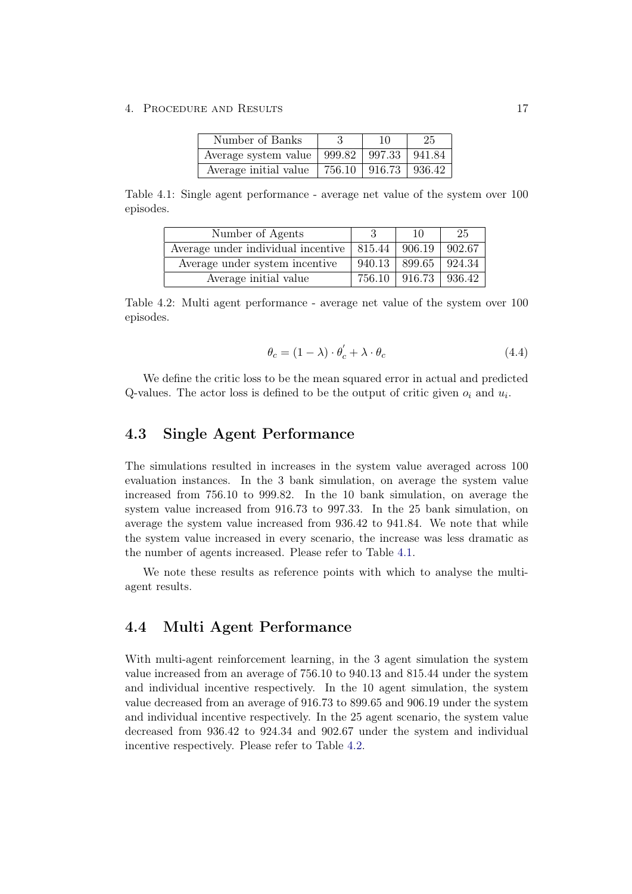| Number of Banks | 3 | 10 | 25 |
| --- | --- | --- | --- |
| Average system value | 999.82 | 997.33 | 941.84 |
| Average initial value | 756.10 | 916.73 | 936.42 |

Table 4.1: Single agent performance - average net value of the system over 100 episodes.

| Number of Agents | 3 | 10 | 25 |
| --- | --- | --- | --- |
| Average under individual incentive | 815.44 | 906.19 | 902.67 |
| Average under system incentive | 940.13 | 899.65 | 924.34 |
| Average initial value | 756.10 | 916.73 | 936.42 |

Table 4.2: Multi agent performance - average net value of the system over 100 episodes.

$$\theta_c = (1 - \lambda) \cdot \theta_c^{'} + \lambda \cdot \theta_c \tag{4.4}$$

We define the critic loss to be the mean squared error in actual and predicted Q-values. The actor loss is defined to be the output of critic given $o_i$ and $u_i$.

## 4.3 Single Agent Performance

The simulations resulted in increases in the system value averaged across 100 evaluation instances. In the 3 bank simulation, on average the system value increased from 756.10 to 999.82. In the 10 bank simulation, on average the system value increased from 916.73 to 997.33. In the 25 bank simulation, on average the system value increased from 936.42 to 941.84. We note that while the system value increased in every scenario, the increase was less dramatic as the number of agents increased. Please refer to Table 4.1.

We note these results as reference points with which to analyse the multi-agent results.

## 4.4 Multi Agent Performance

With multi-agent reinforcement learning, in the 3 agent simulation the system value increased from an average of 756.10 to 940.13 and 815.44 under the system and individual incentive respectively. In the 10 agent simulation, the system value decreased from an average of 916.73 to 899.65 and 906.19 under the system and individual incentive respectively. In the 25 agent scenario, the system value decreased from 936.42 to 924.34 and 902.67 under the system and individual incentive respectively. Please refer to Table 4.2.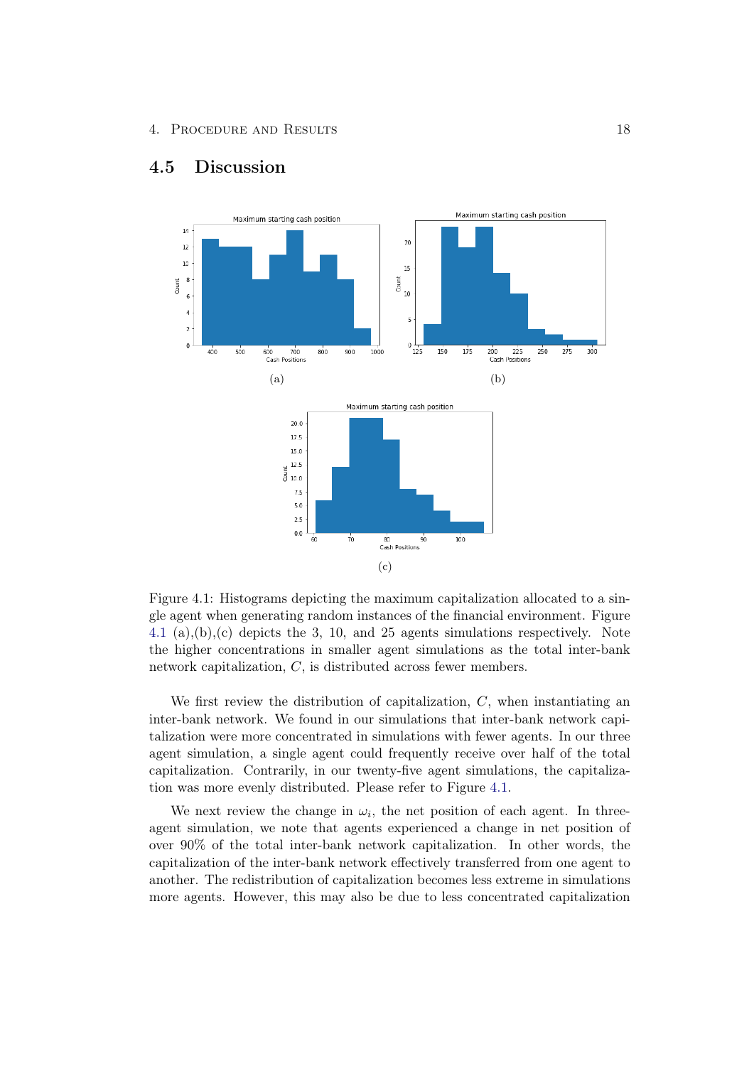## 4.5 Discussion

Figure 4.1: Histograms depicting the maximum capitalization allocated to a single agent when generating random instances of the financial environment. Figure 4.1 (a),(b),(c) depicts the 3, 10, and 25 agents simulations respectively. Note the higher concentrations in smaller agent simulations as the total inter-bank network capitalization, $C$, is distributed across fewer members.

We first review the distribution of capitalization, $C$, when instantiating an inter-bank network. We found in our simulations that inter-bank network capitalization were more concentrated in simulations with fewer agents. In our three agent simulation, a single agent could frequently receive over half of the total capitalization. Contrarily, in our twenty-five agent simulations, the capitalization was more evenly distributed. Please refer to Figure 4.1.

We next review the change in $\omega_i$, the net position of each agent. In three-agent simulation, we note that agents experienced a change in net position of over 90% of the total inter-bank network capitalization. In other words, the capitalization of the inter-bank network effectively transferred from one agent to another. The redistribution of capitalization becomes less extreme in simulations more agents. However, this may also be due to less concentrated capitalization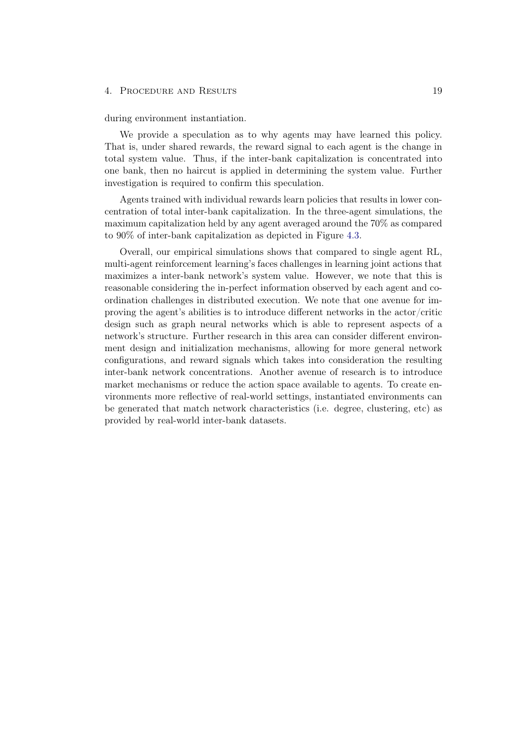during environment instantiation.

We provide a speculation as to why agents may have learned this policy. That is, under shared rewards, the reward signal to each agent is the change in total system value. Thus, if the inter-bank capitalization is concentrated into one bank, then no haircut is applied in determining the system value. Further investigation is required to confirm this speculation.

Agents trained with individual rewards learn policies that results in lower concentration of total inter-bank capitalization. In the three-agent simulations, the maximum capitalization held by any agent averaged around the 70% as compared to 90% of inter-bank capitalization as depicted in Figure 4.3.

Overall, our empirical simulations shows that compared to single agent RL, multi-agent reinforcement learning's faces challenges in learning joint actions that maximizes a inter-bank network's system value. However, we note that this is reasonable considering the in-perfect information observed by each agent and coordination challenges in distributed execution. We note that one avenue for improving the agent's abilities is to introduce different networks in the actor/critic design such as graph neural networks which is able to represent aspects of a network's structure. Further research in this area can consider different environment design and initialization mechanisms, allowing for more general network configurations, and reward signals which takes into consideration the resulting inter-bank network concentrations. Another avenue of research is to introduce market mechanisms or reduce the action space available to agents. To create environments more reflective of real-world settings, instantiated environments can be generated that match network characteristics (i.e. degree, clustering, etc) as provided by real-world inter-bank datasets.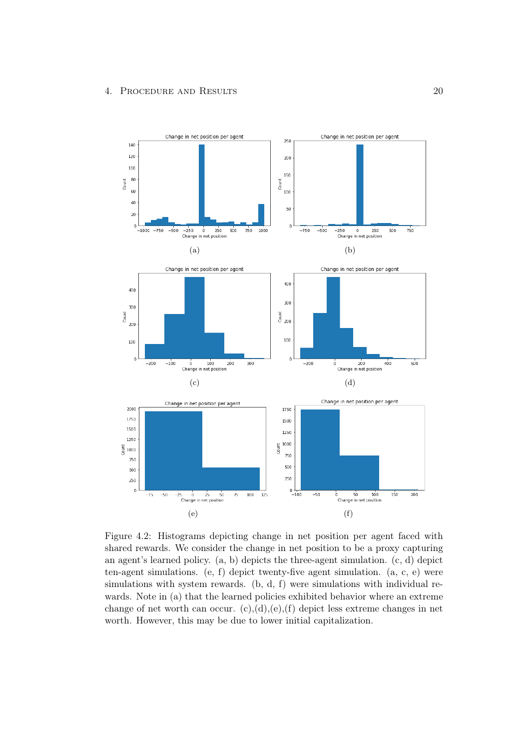Figure 4.2: Histograms depicting change in net position per agent faced with shared rewards. We consider the change in net position to be a proxy capturing an agent's learned policy. (a, b) depicts the three-agent simulation. (c, d) depict ten-agent simulations. (e, f) depict twenty-five agent simulation. (a, c, e) were simulations with system rewards. (b, d, f) were simulations with individual rewards. Note in (a) that the learned policies exhibited behavior where an extreme change of net worth can occur. (c),(d),(e),(f) depict less extreme changes in net worth. However, this may be due to lower initial capitalization.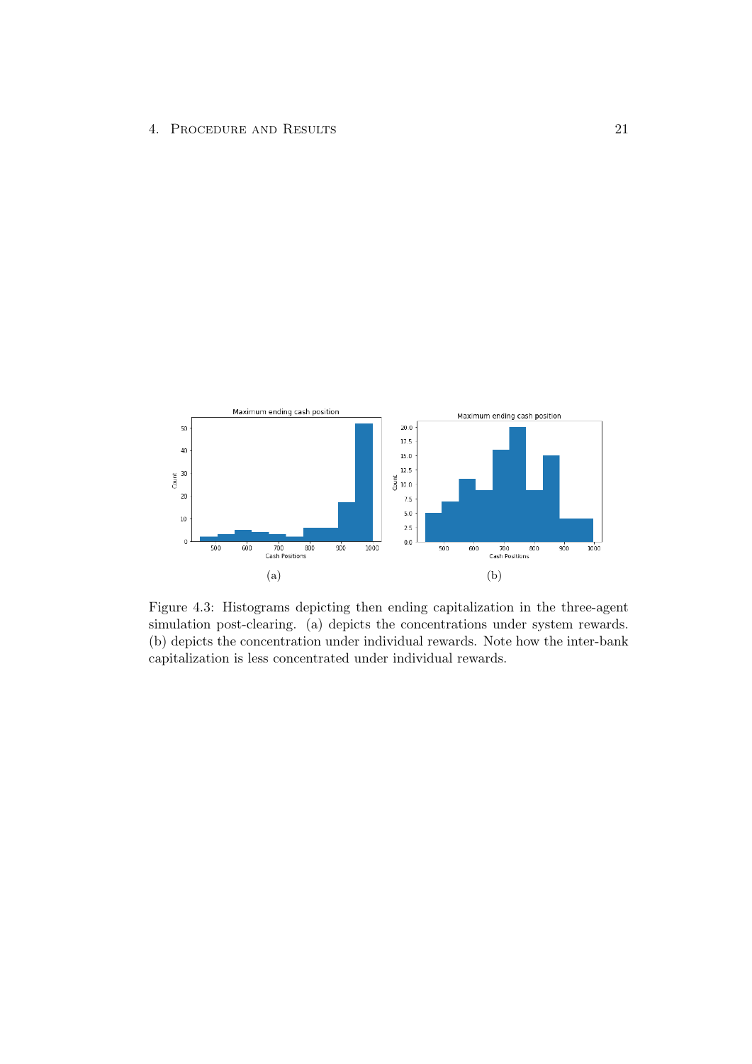Figure 4.3: Histograms depicting then ending capitalization in the three-agent simulation post-clearing. (a) depicts the concentrations under system rewards. (b) depicts the concentration under individual rewards. Note how the inter-bank capitalization is less concentrated under individual rewards.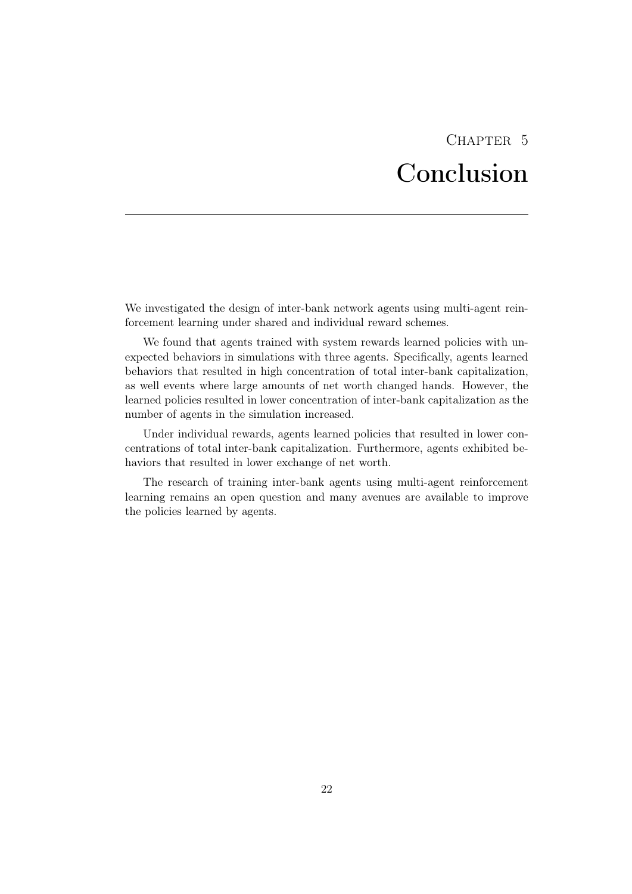# Chapter 5
# Conclusion

We investigated the design of inter-bank network agents using multi-agent reinforcement learning under shared and individual reward schemes.

We found that agents trained with system rewards learned policies with unexpected behaviors in simulations with three agents. Specifically, agents learned behaviors that resulted in high concentration of total inter-bank capitalization, as well events where large amounts of net worth changed hands. However, the learned policies resulted in lower concentration of inter-bank capitalization as the number of agents in the simulation increased.

Under individual rewards, agents learned policies that resulted in lower concentrations of total inter-bank capitalization. Furthermore, agents exhibited behaviors that resulted in lower exchange of net worth.

The research of training inter-bank agents using multi-agent reinforcement learning remains an open question and many avenues are available to improve the policies learned by agents.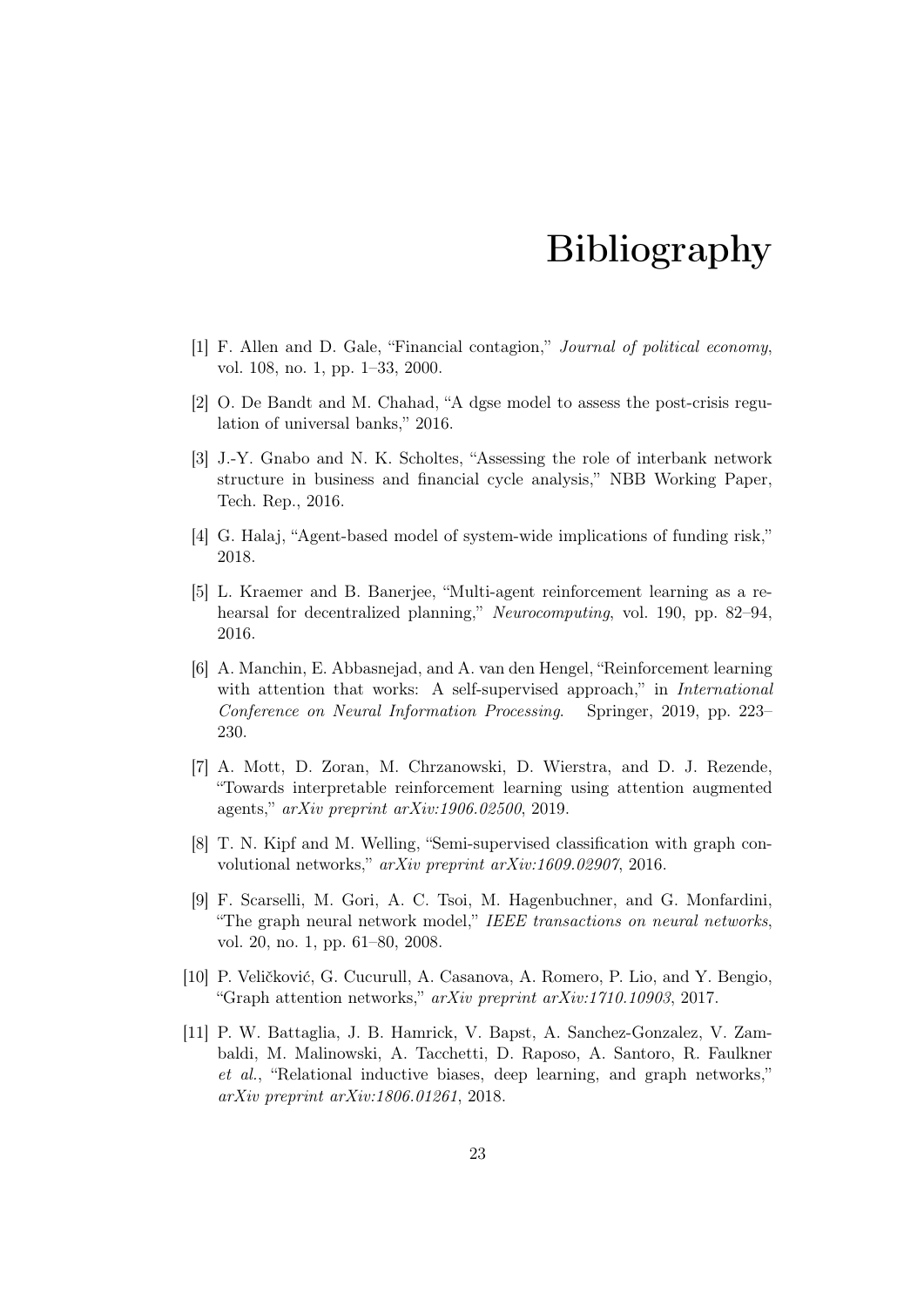# Bibliography

[1] F. Allen and D. Gale, "Financial contagion," *Journal of political economy*, vol. 108, no. 1, pp. 1–33, 2000.

[2] O. De Bandt and M. Chahad, "A dgse model to assess the post-crisis regulation of universal banks," 2016.

[3] J.-Y. Gnabo and N. K. Scholtes, "Assessing the role of interbank network structure in business and financial cycle analysis," NBB Working Paper, Tech. Rep., 2016.

[4] G. Halaj, "Agent-based model of system-wide implications of funding risk," 2018.

[5] L. Kraemer and B. Banerjee, "Multi-agent reinforcement learning as a rehearsal for decentralized planning," *Neurocomputing*, vol. 190, pp. 82–94, 2016.

[6] A. Manchin, E. Abbasnejad, and A. van den Hengel, "Reinforcement learning with attention that works: A self-supervised approach," in *International Conference on Neural Information Processing*. Springer, 2019, pp. 223–230.

[7] A. Mott, D. Zoran, M. Chrzanowski, D. Wierstra, and D. J. Rezende, "Towards interpretable reinforcement learning using attention augmented agents," *arXiv preprint arXiv:1906.02500*, 2019.

[8] T. N. Kipf and M. Welling, "Semi-supervised classification with graph convolutional networks," *arXiv preprint arXiv:1609.02907*, 2016.

[9] F. Scarselli, M. Gori, A. C. Tsoi, M. Hagenbuchner, and G. Monfardini, "The graph neural network model," *IEEE transactions on neural networks*, vol. 20, no. 1, pp. 61–80, 2008.

[10] P. Veličković, G. Cucurull, A. Casanova, A. Romero, P. Lio, and Y. Bengio, "Graph attention networks," *arXiv preprint arXiv:1710.10903*, 2017.

[11] P. W. Battaglia, J. B. Hamrick, V. Bapst, A. Sanchez-Gonzalez, V. Zambaldi, M. Malinowski, A. Tacchetti, D. Raposo, A. Santoro, R. Faulkner *et al.*, "Relational inductive biases, deep learning, and graph networks," *arXiv preprint arXiv:1806.01261*, 2018.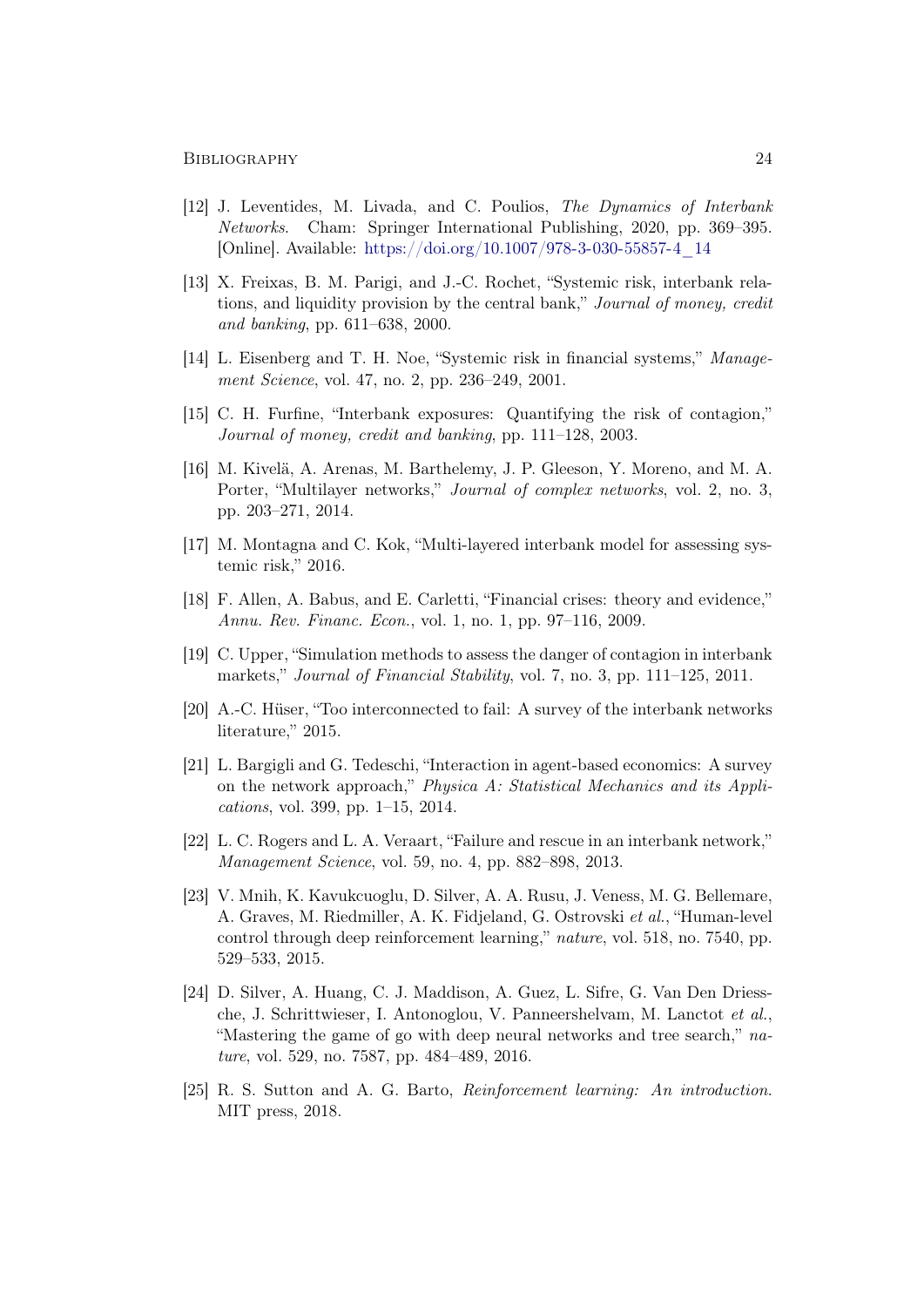[12] J. Leventides, M. Livada, and C. Poulios, *The Dynamics of Interbank Networks*. Cham: Springer International Publishing, 2020, pp. 369–395. [Online]. Available: https://doi.org/10.1007/978-3-030-55857-4_14

[13] X. Freixas, B. M. Parigi, and J.-C. Rochet, "Systemic risk, interbank relations, and liquidity provision by the central bank," *Journal of money, credit and banking*, pp. 611–638, 2000.

[14] L. Eisenberg and T. H. Noe, "Systemic risk in financial systems," *Management Science*, vol. 47, no. 2, pp. 236–249, 2001.

[15] C. H. Furfine, "Interbank exposures: Quantifying the risk of contagion," *Journal of money, credit and banking*, pp. 111–128, 2003.

[16] M. Kivelä, A. Arenas, M. Barthelemy, J. P. Gleeson, Y. Moreno, and M. A. Porter, "Multilayer networks," *Journal of complex networks*, vol. 2, no. 3, pp. 203–271, 2014.

[17] M. Montagna and C. Kok, "Multi-layered interbank model for assessing systemic risk," 2016.

[18] F. Allen, A. Babus, and E. Carletti, "Financial crises: theory and evidence," *Annu. Rev. Financ. Econ.*, vol. 1, no. 1, pp. 97–116, 2009.

[19] C. Upper, "Simulation methods to assess the danger of contagion in interbank markets," *Journal of Financial Stability*, vol. 7, no. 3, pp. 111–125, 2011.

[20] A.-C. Hüser, "Too interconnected to fail: A survey of the interbank networks literature," 2015.

[21] L. Bargigli and G. Tedeschi, "Interaction in agent-based economics: A survey on the network approach," *Physica A: Statistical Mechanics and its Applications*, vol. 399, pp. 1–15, 2014.

[22] L. C. Rogers and L. A. Veraart, "Failure and rescue in an interbank network," *Management Science*, vol. 59, no. 4, pp. 882–898, 2013.

[23] V. Mnih, K. Kavukcuoglu, D. Silver, A. A. Rusu, J. Veness, M. G. Bellemare, A. Graves, M. Riedmiller, A. K. Fidjeland, G. Ostrovski *et al.*, "Human-level control through deep reinforcement learning," *nature*, vol. 518, no. 7540, pp. 529–533, 2015.

[24] D. Silver, A. Huang, C. J. Maddison, A. Guez, L. Sifre, G. Van Den Driessche, J. Schrittwieser, I. Antonoglou, V. Panneershelvam, M. Lanctot *et al.*, "Mastering the game of go with deep neural networks and tree search," *nature*, vol. 529, no. 7587, pp. 484–489, 2016.

[25] R. S. Sutton and A. G. Barto, *Reinforcement learning: An introduction*. MIT press, 2018.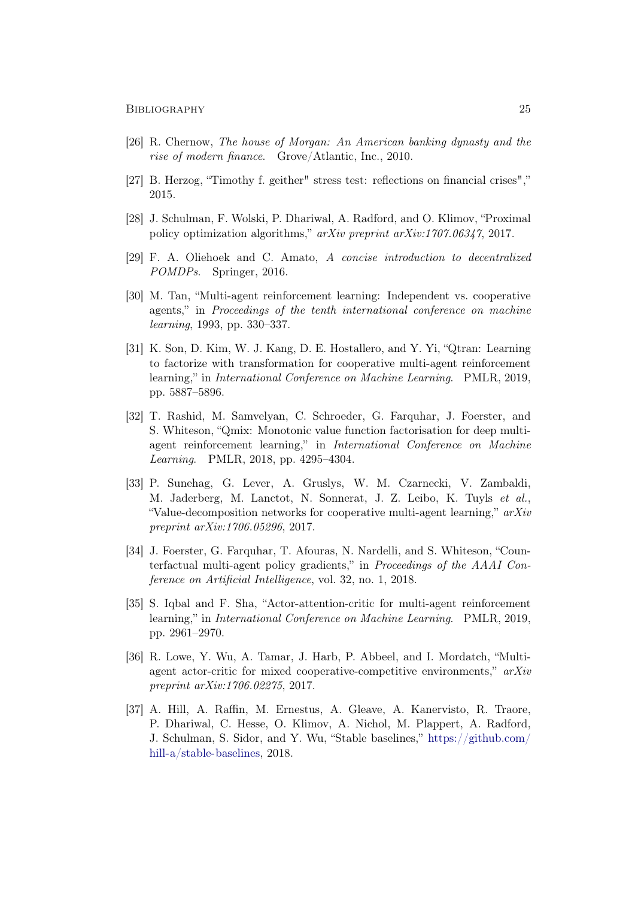[26] R. Chernow, *The house of Morgan: An American banking dynasty and the rise of modern finance*. Grove/Atlantic, Inc., 2010.

[27] B. Herzog, "Timothy f. geither" stress test: reflections on financial crises"," 2015.

[28] J. Schulman, F. Wolski, P. Dhariwal, A. Radford, and O. Klimov, "Proximal policy optimization algorithms," *arXiv preprint arXiv:1707.06347*, 2017.

[29] F. A. Oliehoek and C. Amato, *A concise introduction to decentralized POMDPs*. Springer, 2016.

[30] M. Tan, "Multi-agent reinforcement learning: Independent vs. cooperative agents," in *Proceedings of the tenth international conference on machine learning*, 1993, pp. 330–337.

[31] K. Son, D. Kim, W. J. Kang, D. E. Hostallero, and Y. Yi, "Qtran: Learning to factorize with transformation for cooperative multi-agent reinforcement learning," in *International Conference on Machine Learning*. PMLR, 2019, pp. 5887–5896.

[32] T. Rashid, M. Samvelyan, C. Schroeder, G. Farquhar, J. Foerster, and S. Whiteson, "Qmix: Monotonic value function factorisation for deep multi-agent reinforcement learning," in *International Conference on Machine Learning*. PMLR, 2018, pp. 4295–4304.

[33] P. Sunehag, G. Lever, A. Gruslys, W. M. Czarnecki, V. Zambaldi, M. Jaderberg, M. Lanctot, N. Sonnerat, J. Z. Leibo, K. Tuyls *et al.*, "Value-decomposition networks for cooperative multi-agent learning," *arXiv preprint arXiv:1706.05296*, 2017.

[34] J. Foerster, G. Farquhar, T. Afouras, N. Nardelli, and S. Whiteson, "Counterfactual multi-agent policy gradients," in *Proceedings of the AAAI Conference on Artificial Intelligence*, vol. 32, no. 1, 2018.

[35] S. Iqbal and F. Sha, "Actor-attention-critic for multi-agent reinforcement learning," in *International Conference on Machine Learning*. PMLR, 2019, pp. 2961–2970.

[36] R. Lowe, Y. Wu, A. Tamar, J. Harb, P. Abbeel, and I. Mordatch, "Multi-agent actor-critic for mixed cooperative-competitive environments," *arXiv preprint arXiv:1706.02275*, 2017.

[37] A. Hill, A. Raffin, M. Ernestus, A. Gleave, A. Kanervisto, R. Traore, P. Dhariwal, C. Hesse, O. Klimov, A. Nichol, M. Plappert, A. Radford, J. Schulman, S. Sidor, and Y. Wu, "Stable baselines," https://github.com/hill-a/stable-baselines, 2018.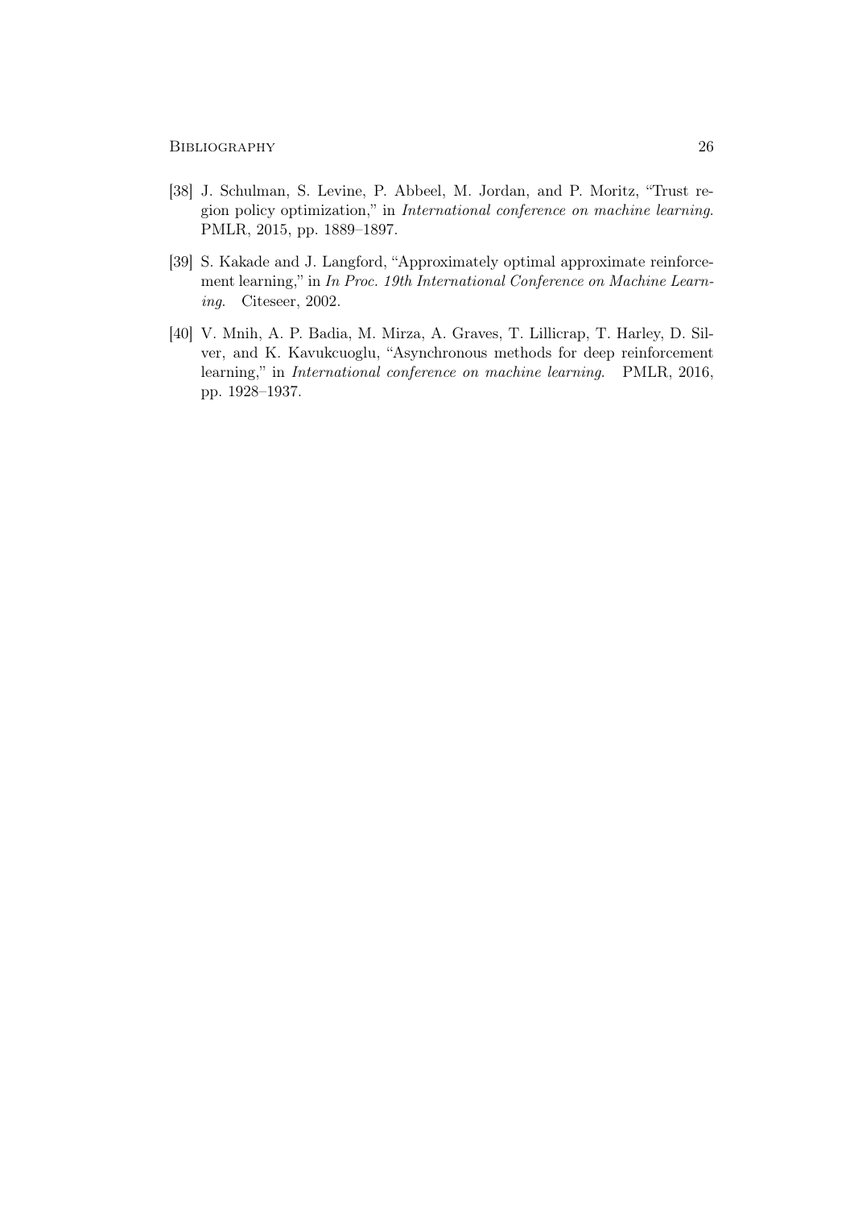[38] J. Schulman, S. Levine, P. Abbeel, M. Jordan, and P. Moritz, "Trust region policy optimization," in *International conference on machine learning*. PMLR, 2015, pp. 1889–1897.

[39] S. Kakade and J. Langford, "Approximately optimal approximate reinforcement learning," in *In Proc. 19th International Conference on Machine Learning*. Citeseer, 2002.

[40] V. Mnih, A. P. Badia, M. Mirza, A. Graves, T. Lillicrap, T. Harley, D. Silver, and K. Kavukcuoglu, "Asynchronous methods for deep reinforcement learning," in *International conference on machine learning*. PMLR, 2016, pp. 1928–1937.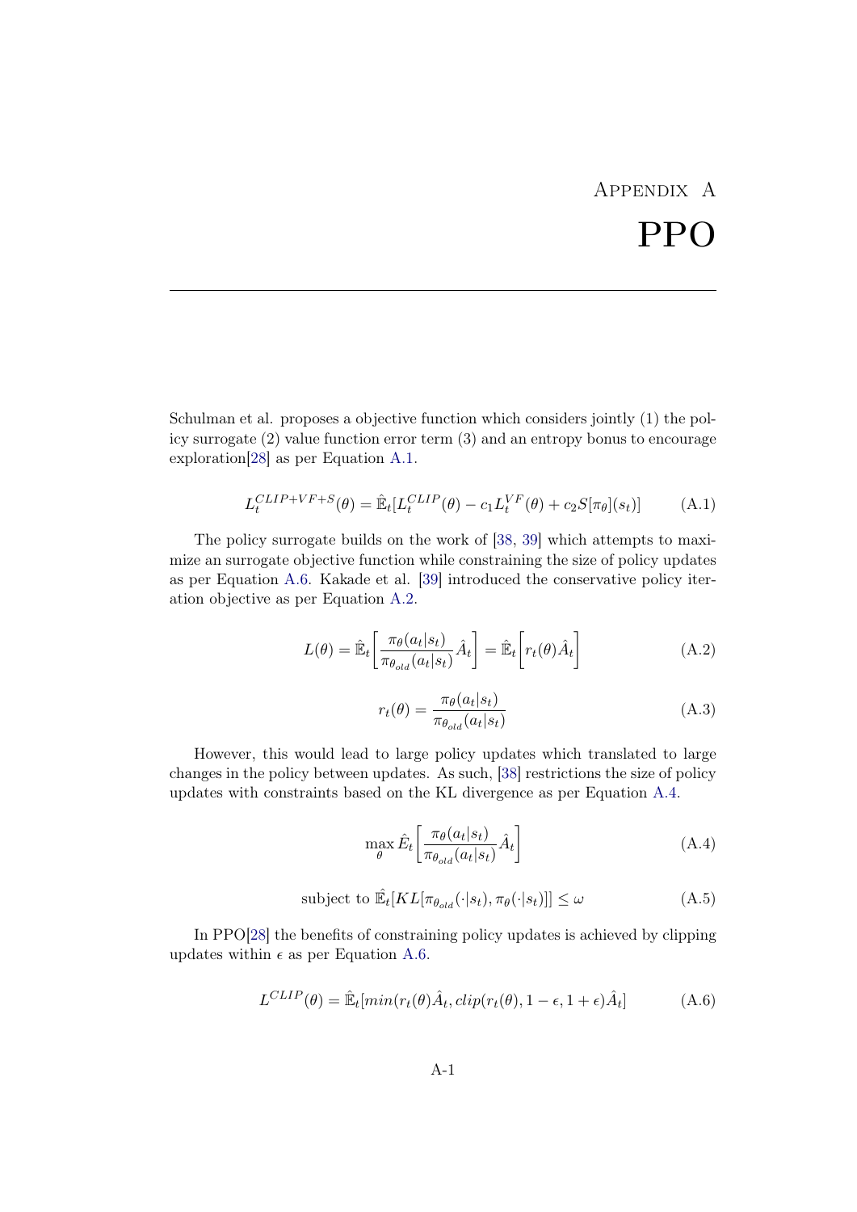# Appendix A
# PPO

Schulman et al. proposes a objective function which considers jointly (1) the policy surrogate (2) value function error term (3) and an entropy bonus to encourage exploration[28] as per Equation A.1.

$$L_t^{CLIP+VF+S}(\theta) = \hat{\mathbb{E}}_t[L_t^{CLIP}(\theta) - c_1 L_t^{VF}(\theta) + c_2 S[\pi_\theta](s_t)] \tag{A.1}$$

The policy surrogate builds on the work of [38, 39] which attempts to maximize an surrogate objective function while constraining the size of policy updates as per Equation A.6. Kakade et al. [39] introduced the conservative policy iteration objective as per Equation A.2.

$$L(\theta) = \hat{\mathbb{E}}_t\left[\frac{\pi_\theta(a_t|s_t)}{\pi_{\theta_{old}}(a_t|s_t)}\hat{A}_t\right] = \hat{\mathbb{E}}_t\left[r_t(\theta)\hat{A}_t\right] \tag{A.2}$$

$$r_t(\theta) = \frac{\pi_\theta(a_t|s_t)}{\pi_{\theta_{old}}(a_t|s_t)} \tag{A.3}$$

However, this would lead to large policy updates which translated to large changes in the policy between updates. As such, [38] restrictions the size of policy updates with constraints based on the KL divergence as per Equation A.4.

$$\max_\theta \hat{E}_t\left[\frac{\pi_\theta(a_t|s_t)}{\pi_{\theta_{old}}(a_t|s_t)}\hat{A}_t\right] \tag{A.4}$$

$$\text{subject to } \hat{\mathbb{E}}_t[KL[\pi_{\theta_{old}}(\cdot|s_t), \pi_\theta(\cdot|s_t)]] \leq \omega \tag{A.5}$$

In PPO[28] the benefits of constraining policy updates is achieved by clipping updates within $\epsilon$ as per Equation A.6.

$$L^{CLIP}(\theta) = \hat{\mathbb{E}}_t[min(r_t(\theta)\hat{A}_t, clip(r_t(\theta), 1-\epsilon, 1+\epsilon)\hat{A}_t] \tag{A.6}$$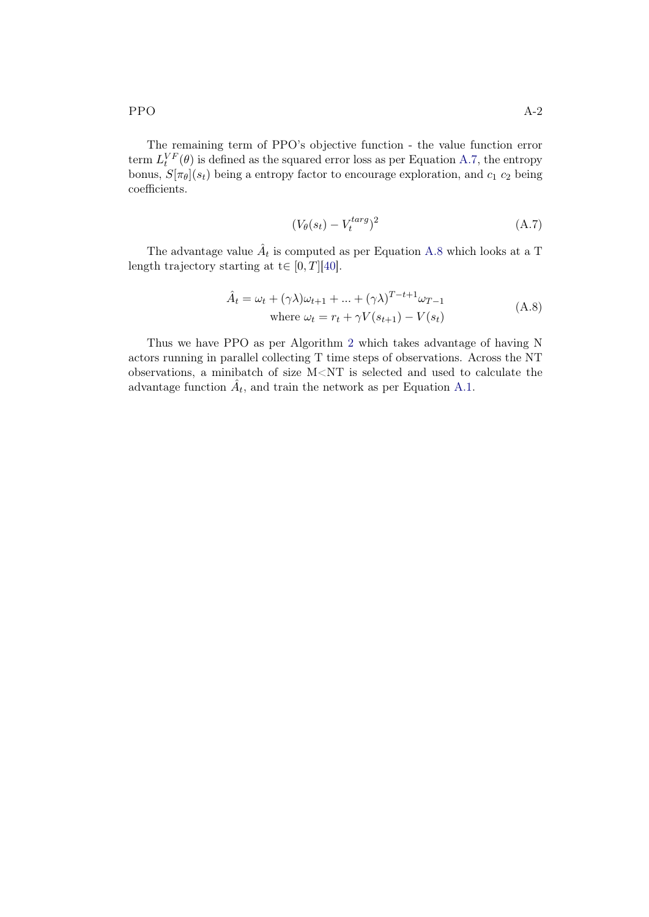The remaining term of PPO's objective function - the value function error term $L_t^{VF}(\theta)$ is defined as the squared error loss as per Equation A.7, the entropy bonus, $S[\pi_\theta](s_t)$ being a entropy factor to encourage exploration, and $c_1$ $c_2$ being coefficients.

$$(V_\theta(s_t) - V_t^{targ})^2 \tag{A.7}$$

The advantage value $\hat{A}_t$ is computed as per Equation A.8 which looks at a T length trajectory starting at t$\in [0, T]$[40].

$$\begin{gathered} \hat{A}_t = \omega_t + (\gamma\lambda)\omega_{t+1} + ... + (\gamma\lambda)^{T-t+1}\omega_{T-1} \\ \text{where } \omega_t = r_t + \gamma V(s_{t+1}) - V(s_t) \end{gathered} \tag{A.8}$$

Thus we have PPO as per Algorithm 2 which takes advantage of having N actors running in parallel collecting T time steps of observations. Across the NT observations, a minibatch of size M<NT is selected and used to calculate the advantage function $\hat{A}_t$, and train the network as per Equation A.1.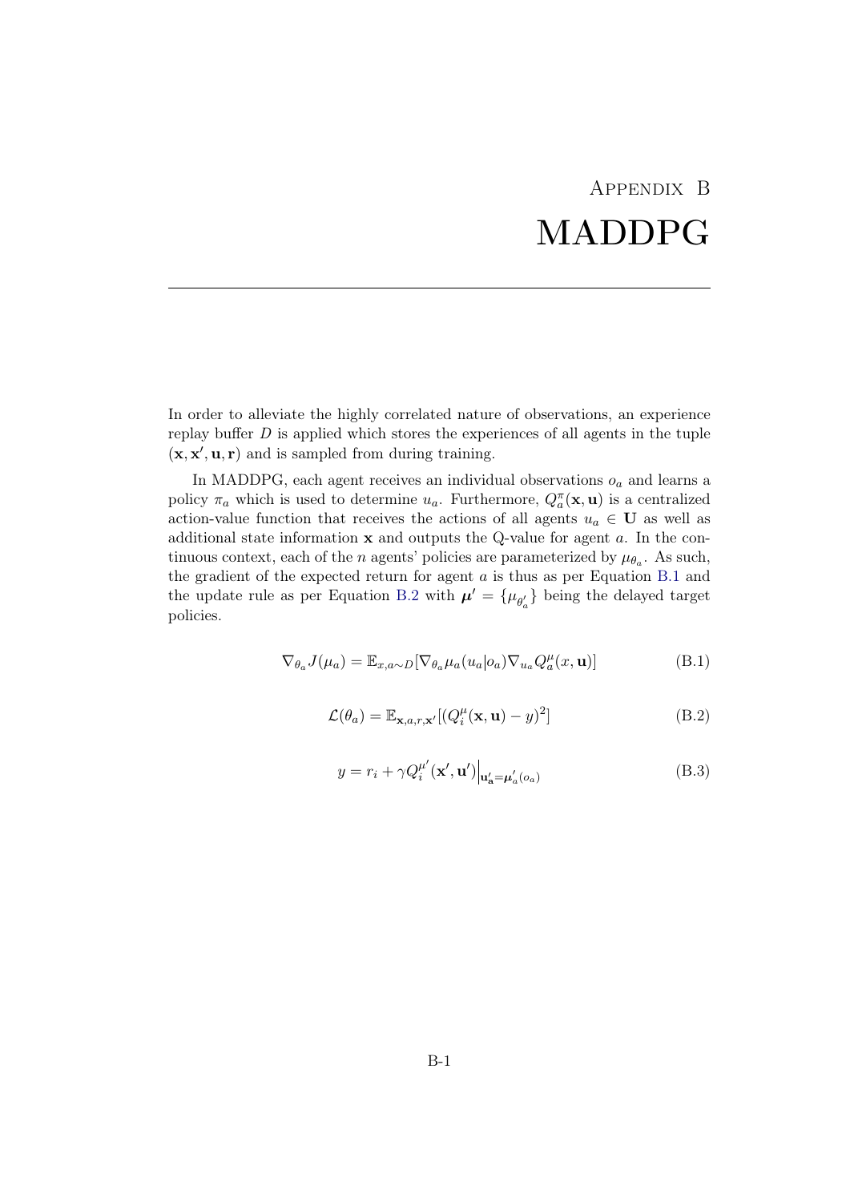# Appendix B
# MADDPG

In order to alleviate the highly correlated nature of observations, an experience replay buffer $D$ is applied which stores the experiences of all agents in the tuple $(\mathbf{x}, \mathbf{x}', \mathbf{u}, \mathbf{r})$ and is sampled from during training.

In MADDPG, each agent receives an individual observations $o_a$ and learns a policy $\pi_a$ which is used to determine $u_a$. Furthermore, $Q_a^{\pi}(\mathbf{x}, \mathbf{u})$ is a centralized action-value function that receives the actions of all agents $u_a \in \mathbf{U}$ as well as additional state information $\mathbf{x}$ and outputs the Q-value for agent $a$. In the continuous context, each of the $n$ agents' policies are parameterized by $\mu_{\theta_a}$. As such, the gradient of the expected return for agent $a$ is thus as per Equation B.1 and the update rule as per Equation B.2 with $\boldsymbol{\mu}' = \{\mu_{\theta'_a}\}$ being the delayed target policies.

$$\nabla_{\theta_a} J(\mu_a) = \mathbb{E}_{x,a \sim D}[\nabla_{\theta_a} \mu_a(u_a|o_a) \nabla_{u_a} Q_a^{\mu}(x, \mathbf{u})] \tag{B.1}$$

$$\mathcal{L}(\theta_a) = \mathbb{E}_{\mathbf{x},a,r,\mathbf{x}'}[(Q_i^{\mu}(\mathbf{x}, \mathbf{u}) - y)^2] \tag{B.2}$$

$$y = r_i + \gamma Q_i^{\mu'}(\mathbf{x}', \mathbf{u}')\Big|_{\mathbf{u}'_{\mathbf{a}} = \boldsymbol{\mu}'_a(o_a)} \tag{B.3}$$